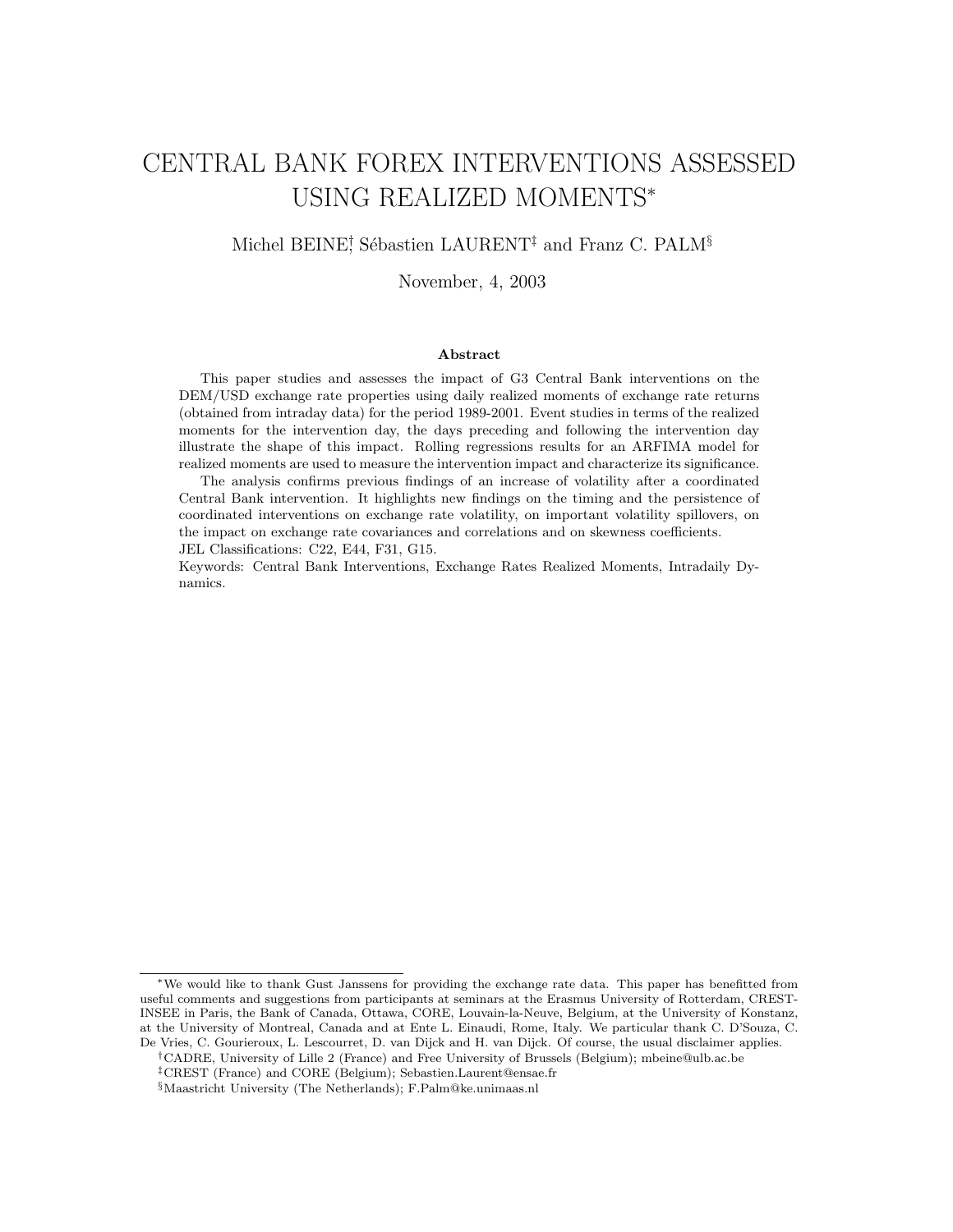# CENTRAL BANK FOREX INTERVENTIONS ASSESSED USING REALIZED MOMENTS[*]

Michel BEINE[†], Sébastien LAURENT[‡] and Franz C. PALM[§]

November, 4, 2003

**Abstract**

This paper studies and assesses the impact of G3 Central Bank interventions on the DEM/USD exchange rate properties using daily realized moments of exchange rate returns (obtained from intraday data) for the period 1989-2001. Event studies in terms of the realized moments for the intervention day, the days preceding and following the intervention day illustrate the shape of this impact. Rolling regressions results for an ARFIMA model for realized moments are used to measure the intervention impact and characterize its significance.

The analysis confirms previous findings of an increase of volatility after a coordinated Central Bank intervention. It highlights new findings on the timing and the persistence of coordinated interventions on exchange rate volatility, on important volatility spillovers, on the impact on exchange rate covariances and correlations and on skewness coefficients.

JEL Classifications: C22, E44, F31, G15.

Keywords: Central Bank Interventions, Exchange Rates Realized Moments, Intradaily Dynamics.

---

[*] We would like to thank Gust Janssens for providing the exchange rate data. This paper has benefitted from useful comments and suggestions from participants at seminars at the Erasmus University of Rotterdam, CREST-INSEE in Paris, the Bank of Canada, Ottawa, CORE, Louvain-la-Neuve, Belgium, at the University of Konstanz, at the University of Montreal, Canada and at Ente L. Einaudi, Rome, Italy. We particular thank C. D'Souza, C. De Vries, C. Gourieroux, L. Lescourret, D. van Dijck and H. van Dijck. Of course, the usual disclaimer applies.

[†] CADRE, University of Lille 2 (France) and Free University of Brussels (Belgium); mbeine@ulb.ac.be

[‡] CREST (France) and CORE (Belgium); Sebastien.Laurent@ensae.fr

[§] Maastricht University (The Netherlands); F.Palm@ke.unimaas.nl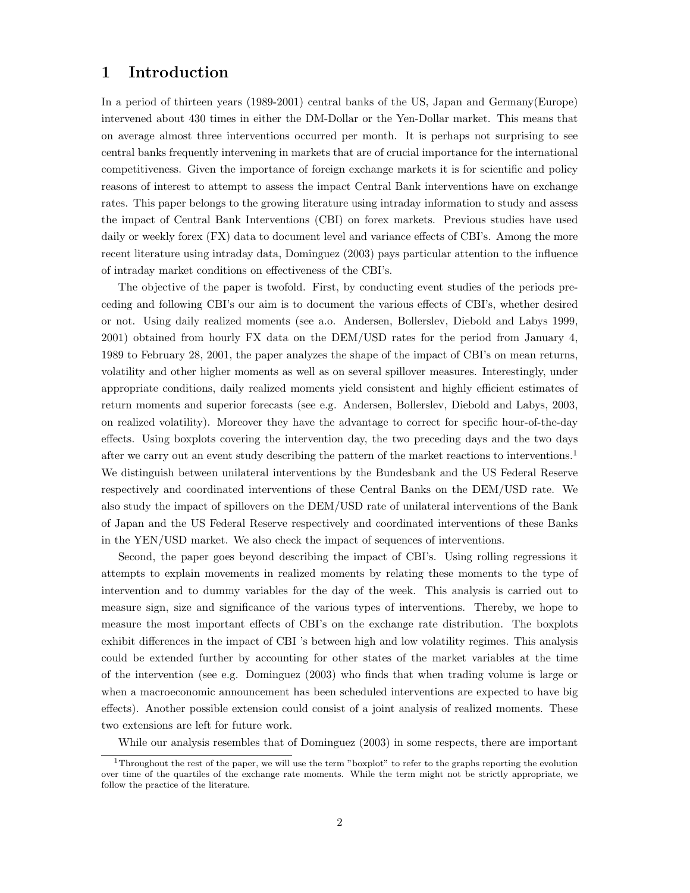# 1 Introduction

In a period of thirteen years (1989-2001) central banks of the US, Japan and Germany(Europe) intervened about 430 times in either the DM-Dollar or the Yen-Dollar market. This means that on average almost three interventions occurred per month. It is perhaps not surprising to see central banks frequently intervening in markets that are of crucial importance for the international competitiveness. Given the importance of foreign exchange markets it is for scientific and policy reasons of interest to attempt to assess the impact Central Bank interventions have on exchange rates. This paper belongs to the growing literature using intraday information to study and assess the impact of Central Bank Interventions (CBI) on forex markets. Previous studies have used daily or weekly forex (FX) data to document level and variance effects of CBI's. Among the more recent literature using intraday data, Dominguez (2003) pays particular attention to the influence of intraday market conditions on effectiveness of the CBI's.

The objective of the paper is twofold. First, by conducting event studies of the periods preceding and following CBI's our aim is to document the various effects of CBI's, whether desired or not. Using daily realized moments (see a.o. Andersen, Bollerslev, Diebold and Labys 1999, 2001) obtained from hourly FX data on the DEM/USD rates for the period from January 4, 1989 to February 28, 2001, the paper analyzes the shape of the impact of CBI's on mean returns, volatility and other higher moments as well as on several spillover measures. Interestingly, under appropriate conditions, daily realized moments yield consistent and highly efficient estimates of return moments and superior forecasts (see e.g. Andersen, Bollerslev, Diebold and Labys, 2003, on realized volatility). Moreover they have the advantage to correct for specific hour-of-the-day effects. Using boxplots covering the intervention day, the two preceding days and the two days after we carry out an event study describing the pattern of the market reactions to interventions.[1] We distinguish between unilateral interventions by the Bundesbank and the US Federal Reserve respectively and coordinated interventions of these Central Banks on the DEM/USD rate. We also study the impact of spillovers on the DEM/USD rate of unilateral interventions of the Bank of Japan and the US Federal Reserve respectively and coordinated interventions of these Banks in the YEN/USD market. We also check the impact of sequences of interventions.

Second, the paper goes beyond describing the impact of CBI's. Using rolling regressions it attempts to explain movements in realized moments by relating these moments to the type of intervention and to dummy variables for the day of the week. This analysis is carried out to measure sign, size and significance of the various types of interventions. Thereby, we hope to measure the most important effects of CBI's on the exchange rate distribution. The boxplots exhibit differences in the impact of CBI 's between high and low volatility regimes. This analysis could be extended further by accounting for other states of the market variables at the time of the intervention (see e.g. Dominguez (2003) who finds that when trading volume is large or when a macroeconomic announcement has been scheduled interventions are expected to have big effects). Another possible extension could consist of a joint analysis of realized moments. These two extensions are left for future work.

While our analysis resembles that of Dominguez (2003) in some respects, there are important

[1] Throughout the rest of the paper, we will use the term "boxplot" to refer to the graphs reporting the evolution over time of the quartiles of the exchange rate moments. While the term might not be strictly appropriate, we follow the practice of the literature.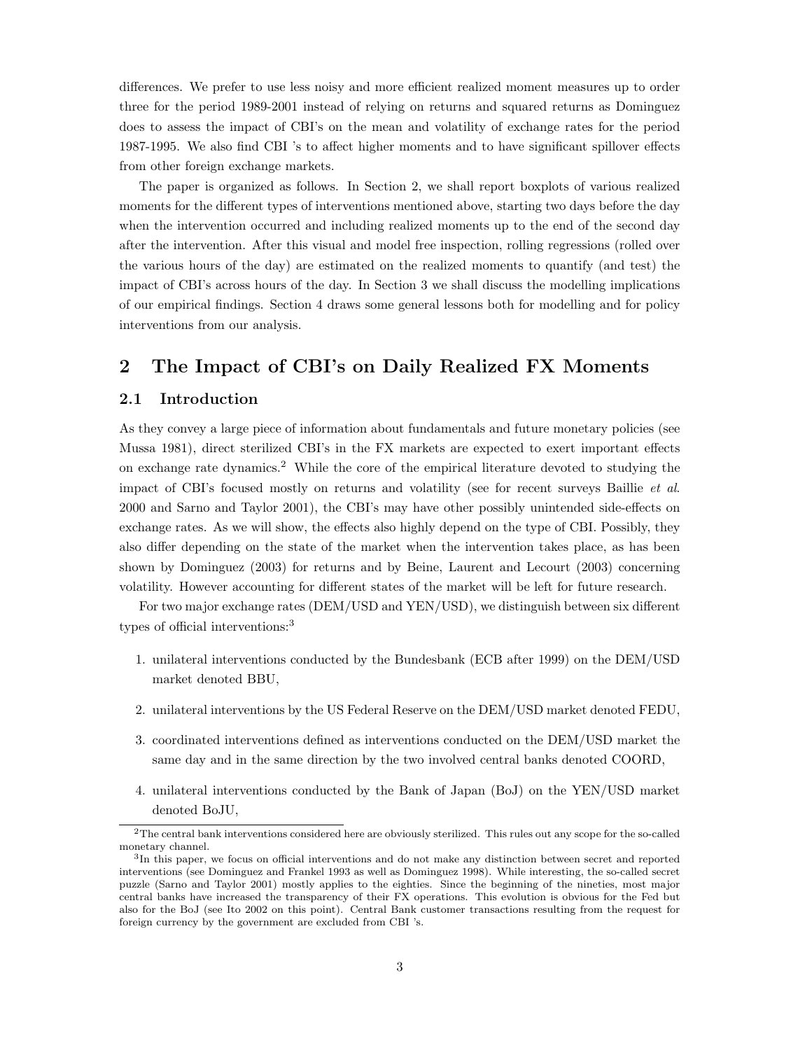differences. We prefer to use less noisy and more efficient realized moment measures up to order three for the period 1989-2001 instead of relying on returns and squared returns as Dominguez does to assess the impact of CBI's on the mean and volatility of exchange rates for the period 1987-1995. We also find CBI 's to affect higher moments and to have significant spillover effects from other foreign exchange markets.

The paper is organized as follows. In Section 2, we shall report boxplots of various realized moments for the different types of interventions mentioned above, starting two days before the day when the intervention occurred and including realized moments up to the end of the second day after the intervention. After this visual and model free inspection, rolling regressions (rolled over the various hours of the day) are estimated on the realized moments to quantify (and test) the impact of CBI's across hours of the day. In Section 3 we shall discuss the modelling implications of our empirical findings. Section 4 draws some general lessons both for modelling and for policy interventions from our analysis.

## 2 The Impact of CBI's on Daily Realized FX Moments

### 2.1 Introduction

As they convey a large piece of information about fundamentals and future monetary policies (see Mussa 1981), direct sterilized CBI's in the FX markets are expected to exert important effects on exchange rate dynamics.[2] While the core of the empirical literature devoted to studying the impact of CBI's focused mostly on returns and volatility (see for recent surveys Baillie *et al.* 2000 and Sarno and Taylor 2001), the CBI's may have other possibly unintended side-effects on exchange rates. As we will show, the effects also highly depend on the type of CBI. Possibly, they also differ depending on the state of the market when the intervention takes place, as has been shown by Dominguez (2003) for returns and by Beine, Laurent and Lecourt (2003) concerning volatility. However accounting for different states of the market will be left for future research.

For two major exchange rates (DEM/USD and YEN/USD), we distinguish between six different types of official interventions:[3]

1. unilateral interventions conducted by the Bundesbank (ECB after 1999) on the DEM/USD market denoted BBU,
2. unilateral interventions by the US Federal Reserve on the DEM/USD market denoted FEDU,
3. coordinated interventions defined as interventions conducted on the DEM/USD market the same day and in the same direction by the two involved central banks denoted COORD,
4. unilateral interventions conducted by the Bank of Japan (BoJ) on the YEN/USD market denoted BoJU,

[2] The central bank interventions considered here are obviously sterilized. This rules out any scope for the so-called monetary channel.

[3] In this paper, we focus on official interventions and do not make any distinction between secret and reported interventions (see Dominguez and Frankel 1993 as well as Dominguez 1998). While interesting, the so-called secret puzzle (Sarno and Taylor 2001) mostly applies to the eighties. Since the beginning of the nineties, most major central banks have increased the transparency of their FX operations. This evolution is obvious for the Fed but also for the BoJ (see Ito 2002 on this point). Central Bank customer transactions resulting from the request for foreign currency by the government are excluded from CBI 's.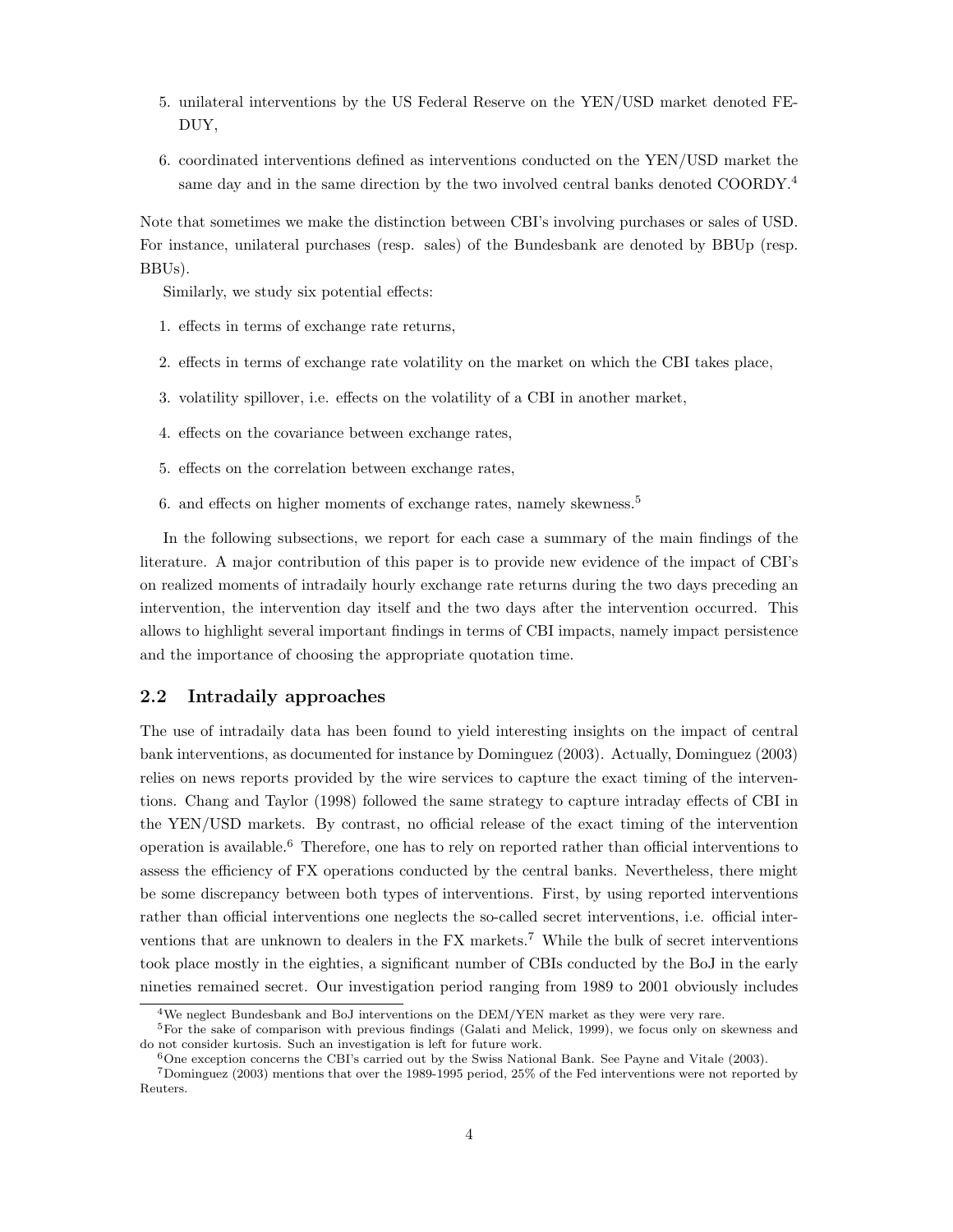5. unilateral interventions by the US Federal Reserve on the YEN/USD market denoted FEDUY,
6. coordinated interventions defined as interventions conducted on the YEN/USD market the same day and in the same direction by the two involved central banks denoted COORDY.[4]

Note that sometimes we make the distinction between CBI's involving purchases or sales of USD. For instance, unilateral purchases (resp. sales) of the Bundesbank are denoted by BBUp (resp. BBUs).

Similarly, we study six potential effects:

1. effects in terms of exchange rate returns,
2. effects in terms of exchange rate volatility on the market on which the CBI takes place,
3. volatility spillover, i.e. effects on the volatility of a CBI in another market,
4. effects on the covariance between exchange rates,
5. effects on the correlation between exchange rates,
6. and effects on higher moments of exchange rates, namely skewness.[5]

In the following subsections, we report for each case a summary of the main findings of the literature. A major contribution of this paper is to provide new evidence of the impact of CBI's on realized moments of intradaily hourly exchange rate returns during the two days preceding an intervention, the intervention day itself and the two days after the intervention occurred. This allows to highlight several important findings in terms of CBI impacts, namely impact persistence and the importance of choosing the appropriate quotation time.

## 2.2 Intradaily approaches

The use of intradaily data has been found to yield interesting insights on the impact of central bank interventions, as documented for instance by Dominguez (2003). Actually, Dominguez (2003) relies on news reports provided by the wire services to capture the exact timing of the interventions. Chang and Taylor (1998) followed the same strategy to capture intraday effects of CBI in the YEN/USD markets. By contrast, no official release of the exact timing of the intervention operation is available.[6] Therefore, one has to rely on reported rather than official interventions to assess the efficiency of FX operations conducted by the central banks. Nevertheless, there might be some discrepancy between both types of interventions. First, by using reported interventions rather than official interventions one neglects the so-called secret interventions, i.e. official interventions that are unknown to dealers in the FX markets.[7] While the bulk of secret interventions took place mostly in the eighties, a significant number of CBIs conducted by the BoJ in the early nineties remained secret. Our investigation period ranging from 1989 to 2001 obviously includes

[4] We neglect Bundesbank and BoJ interventions on the DEM/YEN market as they were very rare.

[5] For the sake of comparison with previous findings (Galati and Melick, 1999), we focus only on skewness and do not consider kurtosis. Such an investigation is left for future work.

[6] One exception concerns the CBI's carried out by the Swiss National Bank. See Payne and Vitale (2003).

[7] Dominguez (2003) mentions that over the 1989-1995 period, 25% of the Fed interventions were not reported by Reuters.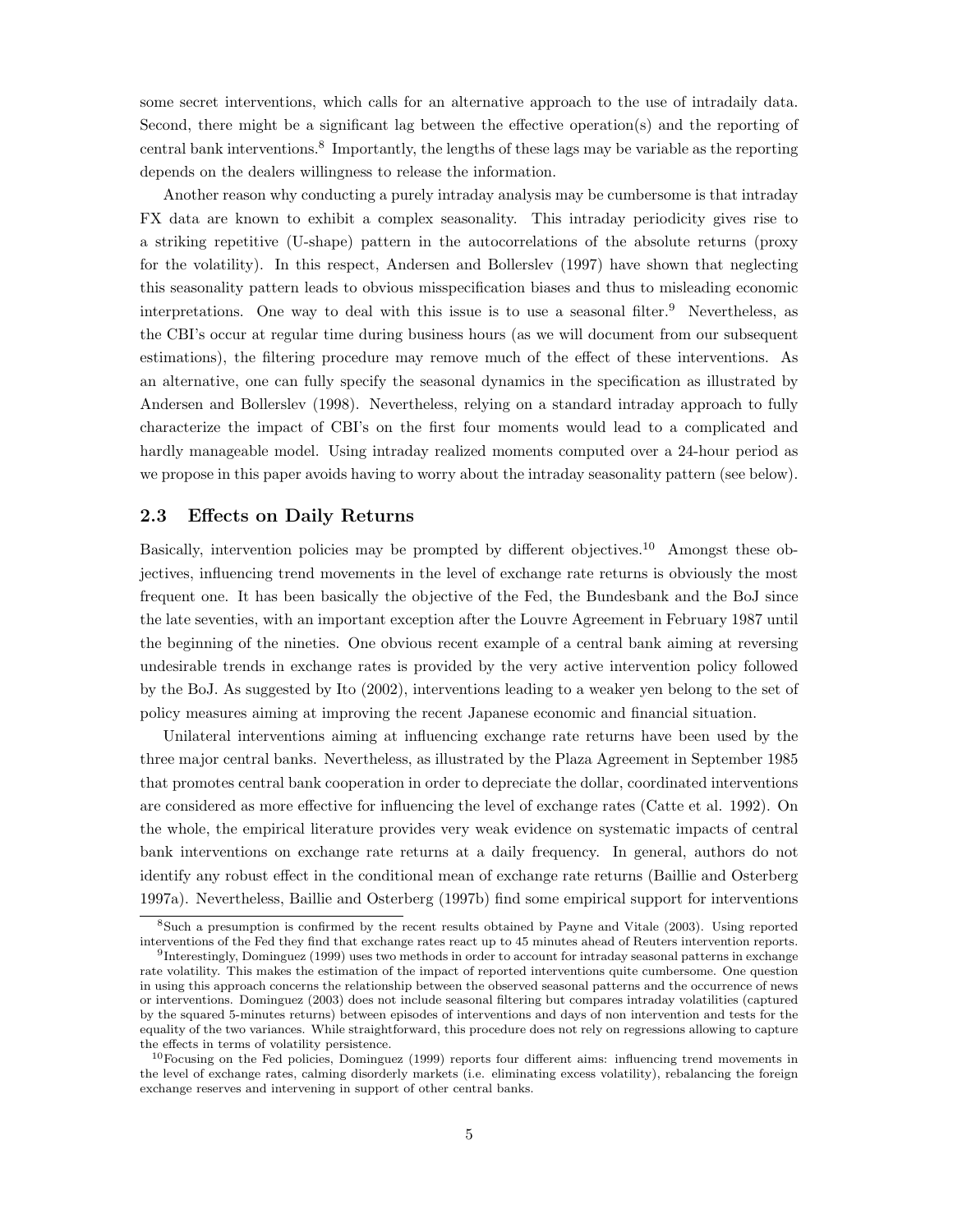some secret interventions, which calls for an alternative approach to the use of intradaily data. Second, there might be a significant lag between the effective operation(s) and the reporting of central bank interventions.[8] Importantly, the lengths of these lags may be variable as the reporting depends on the dealers willingness to release the information.

Another reason why conducting a purely intraday analysis may be cumbersome is that intraday FX data are known to exhibit a complex seasonality. This intraday periodicity gives rise to a striking repetitive (U-shape) pattern in the autocorrelations of the absolute returns (proxy for the volatility). In this respect, Andersen and Bollerslev (1997) have shown that neglecting this seasonality pattern leads to obvious misspecification biases and thus to misleading economic interpretations. One way to deal with this issue is to use a seasonal filter.[9] Nevertheless, as the CBI's occur at regular time during business hours (as we will document from our subsequent estimations), the filtering procedure may remove much of the effect of these interventions. As an alternative, one can fully specify the seasonal dynamics in the specification as illustrated by Andersen and Bollerslev (1998). Nevertheless, relying on a standard intraday approach to fully characterize the impact of CBI's on the first four moments would lead to a complicated and hardly manageable model. Using intraday realized moments computed over a 24-hour period as we propose in this paper avoids having to worry about the intraday seasonality pattern (see below).

## 2.3 Effects on Daily Returns

Basically, intervention policies may be prompted by different objectives.[10] Amongst these objectives, influencing trend movements in the level of exchange rate returns is obviously the most frequent one. It has been basically the objective of the Fed, the Bundesbank and the BoJ since the late seventies, with an important exception after the Louvre Agreement in February 1987 until the beginning of the nineties. One obvious recent example of a central bank aiming at reversing undesirable trends in exchange rates is provided by the very active intervention policy followed by the BoJ. As suggested by Ito (2002), interventions leading to a weaker yen belong to the set of policy measures aiming at improving the recent Japanese economic and financial situation.

Unilateral interventions aiming at influencing exchange rate returns have been used by the three major central banks. Nevertheless, as illustrated by the Plaza Agreement in September 1985 that promotes central bank cooperation in order to depreciate the dollar, coordinated interventions are considered as more effective for influencing the level of exchange rates (Catte et al. 1992). On the whole, the empirical literature provides very weak evidence on systematic impacts of central bank interventions on exchange rate returns at a daily frequency. In general, authors do not identify any robust effect in the conditional mean of exchange rate returns (Baillie and Osterberg 1997a). Nevertheless, Baillie and Osterberg (1997b) find some empirical support for interventions

[8] Such a presumption is confirmed by the recent results obtained by Payne and Vitale (2003). Using reported interventions of the Fed they find that exchange rates react up to 45 minutes ahead of Reuters intervention reports.

[9] Interestingly, Dominguez (1999) uses two methods in order to account for intraday seasonal patterns in exchange rate volatility. This makes the estimation of the impact of reported interventions quite cumbersome. One question in using this approach concerns the relationship between the observed seasonal patterns and the occurrence of news or interventions. Dominguez (2003) does not include seasonal filtering but compares intraday volatilities (captured by the squared 5-minutes returns) between episodes of interventions and days of non intervention and tests for the equality of the two variances. While straightforward, this procedure does not rely on regressions allowing to capture the effects in terms of volatility persistence.

[10] Focusing on the Fed policies, Dominguez (1999) reports four different aims: influencing trend movements in the level of exchange rates, calming disorderly markets (i.e. eliminating excess volatility), rebalancing the foreign exchange reserves and intervening in support of other central banks.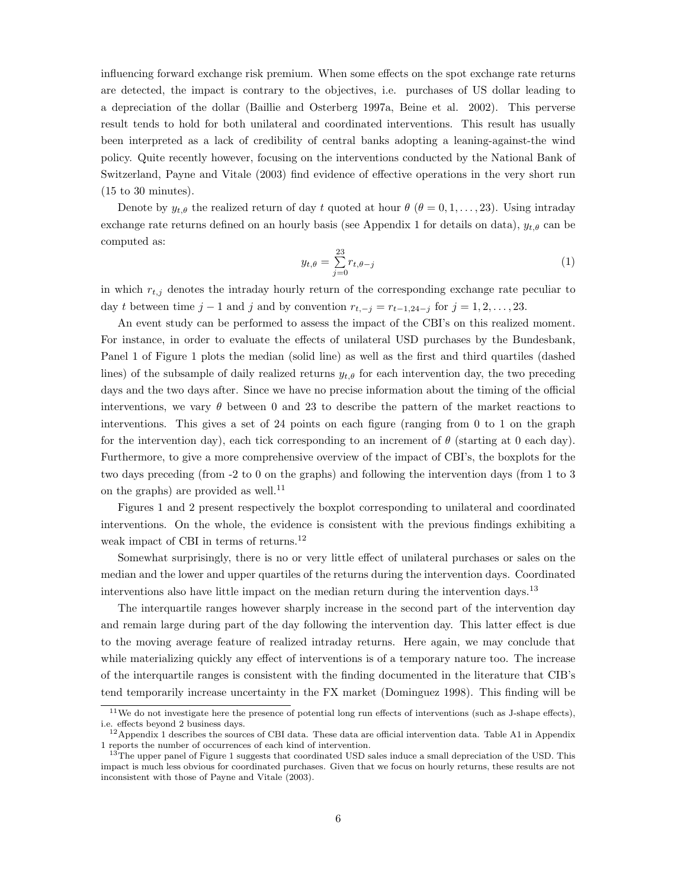influencing forward exchange risk premium. When some effects on the spot exchange rate returns are detected, the impact is contrary to the objectives, i.e. purchases of US dollar leading to a depreciation of the dollar (Baillie and Osterberg 1997a, Beine et al. 2002). This perverse result tends to hold for both unilateral and coordinated interventions. This result has usually been interpreted as a lack of credibility of central banks adopting a leaning-against-the wind policy. Quite recently however, focusing on the interventions conducted by the National Bank of Switzerland, Payne and Vitale (2003) find evidence of effective operations in the very short run (15 to 30 minutes).

Denote by $y_{t,\theta}$ the realized return of day $t$ quoted at hour $\theta$ ($\theta = 0, 1, \ldots, 23$). Using intraday exchange rate returns defined on an hourly basis (see Appendix 1 for details on data), $y_{t,\theta}$ can be computed as:

$$y_{t,\theta} = \sum_{j=0}^{23} r_{t,\theta-j} \tag{1}$$

in which $r_{t,j}$ denotes the intraday hourly return of the corresponding exchange rate peculiar to day $t$ between time $j-1$ and $j$ and by convention $r_{t,-j} = r_{t-1,24-j}$ for $j = 1, 2, \ldots, 23$.

An event study can be performed to assess the impact of the CBI's on this realized moment. For instance, in order to evaluate the effects of unilateral USD purchases by the Bundesbank, Panel 1 of Figure 1 plots the median (solid line) as well as the first and third quartiles (dashed lines) of the subsample of daily realized returns $y_{t,\theta}$ for each intervention day, the two preceding days and the two days after. Since we have no precise information about the timing of the official interventions, we vary $\theta$ between 0 and 23 to describe the pattern of the market reactions to interventions. This gives a set of 24 points on each figure (ranging from 0 to 1 on the graph for the intervention day), each tick corresponding to an increment of $\theta$ (starting at 0 each day). Furthermore, to give a more comprehensive overview of the impact of CBI's, the boxplots for the two days preceding (from -2 to 0 on the graphs) and following the intervention days (from 1 to 3 on the graphs) are provided as well.[11]

Figures 1 and 2 present respectively the boxplot corresponding to unilateral and coordinated interventions. On the whole, the evidence is consistent with the previous findings exhibiting a weak impact of CBI in terms of returns.[12]

Somewhat surprisingly, there is no or very little effect of unilateral purchases or sales on the median and the lower and upper quartiles of the returns during the intervention days. Coordinated interventions also have little impact on the median return during the intervention days.[13]

The interquartile ranges however sharply increase in the second part of the intervention day and remain large during part of the day following the intervention day. This latter effect is due to the moving average feature of realized intraday returns. Here again, we may conclude that while materializing quickly any effect of interventions is of a temporary nature too. The increase of the interquartile ranges is consistent with the finding documented in the literature that CIB's tend temporarily increase uncertainty in the FX market (Dominguez 1998). This finding will be

[11] We do not investigate here the presence of potential long run effects of interventions (such as J-shape effects), i.e. effects beyond 2 business days.

[12] Appendix 1 describes the sources of CBI data. These data are official intervention data. Table A1 in Appendix 1 reports the number of occurrences of each kind of intervention.

[13] The upper panel of Figure 1 suggests that coordinated USD sales induce a small depreciation of the USD. This impact is much less obvious for coordinated purchases. Given that we focus on hourly returns, these results are not inconsistent with those of Payne and Vitale (2003).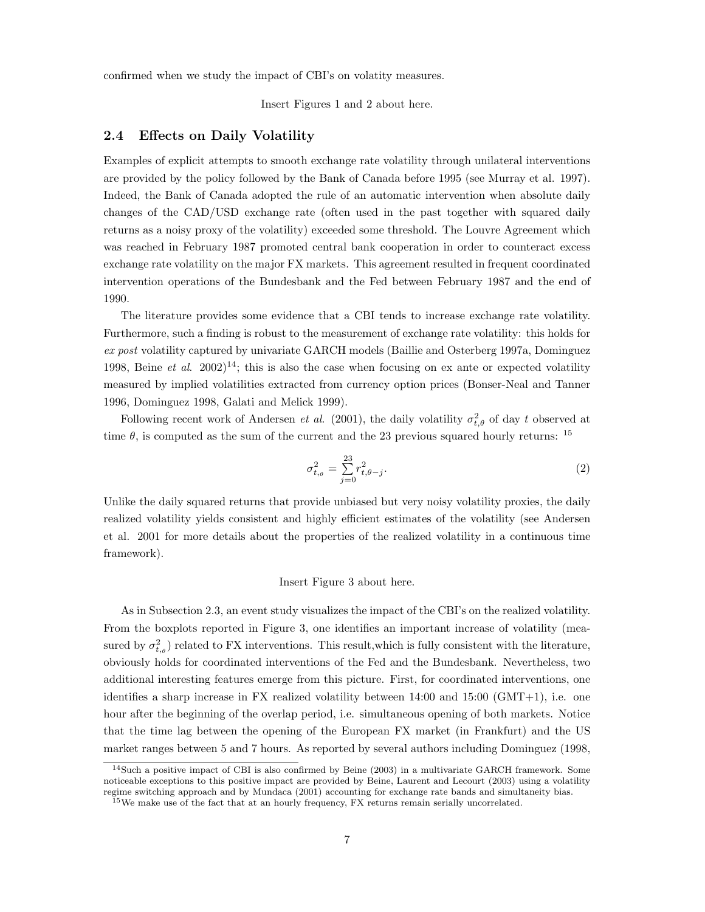confirmed when we study the impact of CBI's on volatity measures.

Insert Figures 1 and 2 about here.

### 2.4 Effects on Daily Volatility

Examples of explicit attempts to smooth exchange rate volatility through unilateral interventions are provided by the policy followed by the Bank of Canada before 1995 (see Murray et al. 1997). Indeed, the Bank of Canada adopted the rule of an automatic intervention when absolute daily changes of the CAD/USD exchange rate (often used in the past together with squared daily returns as a noisy proxy of the volatility) exceeded some threshold. The Louvre Agreement which was reached in February 1987 promoted central bank cooperation in order to counteract excess exchange rate volatility on the major FX markets. This agreement resulted in frequent coordinated intervention operations of the Bundesbank and the Fed between February 1987 and the end of 1990.

The literature provides some evidence that a CBI tends to increase exchange rate volatility. Furthermore, such a finding is robust to the measurement of exchange rate volatility: this holds for *ex post* volatility captured by univariate GARCH models (Baillie and Osterberg 1997a, Dominguez 1998, Beine *et al.* 2002)[14]; this is also the case when focusing on ex ante or expected volatility measured by implied volatilities extracted from currency option prices (Bonser-Neal and Tanner 1996, Dominguez 1998, Galati and Melick 1999).

Following recent work of Andersen *et al.* (2001), the daily volatility $\sigma^2_{t,\theta}$ of day $t$ observed at time $\theta$, is computed as the sum of the current and the 23 previous squared hourly returns: [15]

$$\sigma^2_{t,\theta} = \sum_{j=0}^{23} r^2_{t,\theta-j}. \tag{2}$$

Unlike the daily squared returns that provide unbiased but very noisy volatility proxies, the daily realized volatility yields consistent and highly efficient estimates of the volatility (see Andersen et al. 2001 for more details about the properties of the realized volatility in a continuous time framework).

Insert Figure 3 about here.

As in Subsection 2.3, an event study visualizes the impact of the CBI's on the realized volatility. From the boxplots reported in Figure 3, one identifies an important increase of volatility (measured by $\sigma^2_{t,\theta}$) related to FX interventions. This result,which is fully consistent with the literature, obviously holds for coordinated interventions of the Fed and the Bundesbank. Nevertheless, two additional interesting features emerge from this picture. First, for coordinated interventions, one identifies a sharp increase in FX realized volatility between 14:00 and 15:00 (GMT+1), i.e. one hour after the beginning of the overlap period, i.e. simultaneous opening of both markets. Notice that the time lag between the opening of the European FX market (in Frankfurt) and the US market ranges between 5 and 7 hours. As reported by several authors including Dominguez (1998,

[14] Such a positive impact of CBI is also confirmed by Beine (2003) in a multivariate GARCH framework. Some noticeable exceptions to this positive impact are provided by Beine, Laurent and Lecourt (2003) using a volatility regime switching approach and by Mundaca (2001) accounting for exchange rate bands and simultaneity bias.

[15] We make use of the fact that at an hourly frequency, FX returns remain serially uncorrelated.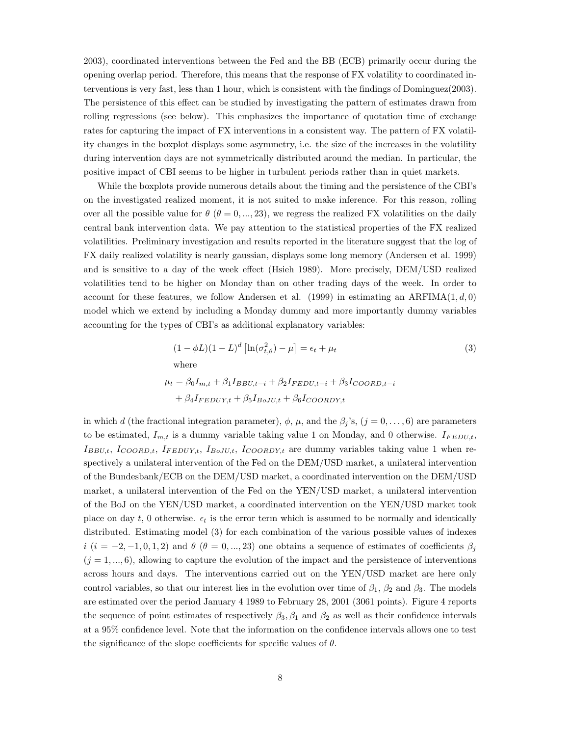2003), coordinated interventions between the Fed and the BB (ECB) primarily occur during the opening overlap period. Therefore, this means that the response of FX volatility to coordinated interventions is very fast, less than 1 hour, which is consistent with the findings of Dominguez(2003). The persistence of this effect can be studied by investigating the pattern of estimates drawn from rolling regressions (see below). This emphasizes the importance of quotation time of exchange rates for capturing the impact of FX interventions in a consistent way. The pattern of FX volatility changes in the boxplot displays some asymmetry, i.e. the size of the increases in the volatility during intervention days are not symmetrically distributed around the median. In particular, the positive impact of CBI seems to be higher in turbulent periods rather than in quiet markets.

While the boxplots provide numerous details about the timing and the persistence of the CBI's on the investigated realized moment, it is not suited to make inference. For this reason, rolling over all the possible value for $\theta$ ($\theta = 0, ..., 23$), we regress the realized FX volatilities on the daily central bank intervention data. We pay attention to the statistical properties of the FX realized volatilities. Preliminary investigation and results reported in the literature suggest that the log of FX daily realized volatility is nearly gaussian, displays some long memory (Andersen et al. 1999) and is sensitive to a day of the week effect (Hsieh 1989). More precisely, DEM/USD realized volatilities tend to be higher on Monday than on other trading days of the week. In order to account for these features, we follow Andersen et al. (1999) in estimating an ARFIMA$(1, d, 0)$ model which we extend by including a Monday dummy and more importantly dummy variables accounting for the types of CBI's as additional explanatory variables:

$$(1 - \phi L)(1 - L)^d \left[\ln(\sigma^2_{t,\theta}) - \mu\right] = \epsilon_t + \mu_t \tag{3}$$

where

$$\mu_t = \beta_0 I_{m,t} + \beta_1 I_{BBU,t-i} + \beta_2 I_{FEDU,t-i} + \beta_3 I_{COORD,t-i} + \beta_4 I_{FEDUY,t} + \beta_5 I_{BoJU,t} + \beta_6 I_{COORDY,t}$$

in which $d$ (the fractional integration parameter), $\phi$, $\mu$, and the $\beta_j$'s, $(j = 0, \ldots, 6)$ are parameters to be estimated, $I_{m,t}$ is a dummy variable taking value 1 on Monday, and 0 otherwise. $I_{FEDU,t}$, $I_{BBU,t}$, $I_{COORD,t}$, $I_{FEDUY,t}$, $I_{BoJU,t}$, $I_{COORDY,t}$ are dummy variables taking value 1 when respectively a unilateral intervention of the Fed on the DEM/USD market, a unilateral intervention of the Bundesbank/ECB on the DEM/USD market, a coordinated intervention on the DEM/USD market, a unilateral intervention of the Fed on the YEN/USD market, a unilateral intervention of the BoJ on the YEN/USD market, a coordinated intervention on the YEN/USD market took place on day $t$, 0 otherwise. $\epsilon_t$ is the error term which is assumed to be normally and identically distributed. Estimating model (3) for each combination of the various possible values of indexes $i$ ($i = -2, -1, 0, 1, 2$) and $\theta$ ($\theta = 0, ..., 23$) one obtains a sequence of estimates of coefficients $\beta_j$ ($j = 1, ..., 6$), allowing to capture the evolution of the impact and the persistence of interventions across hours and days. The interventions carried out on the YEN/USD market are here only control variables, so that our interest lies in the evolution over time of $\beta_1$, $\beta_2$ and $\beta_3$. The models are estimated over the period January 4 1989 to February 28, 2001 (3061 points). Figure 4 reports the sequence of point estimates of respectively $\beta_3, \beta_1$ and $\beta_2$ as well as their confidence intervals at a 95% confidence level. Note that the information on the confidence intervals allows one to test the significance of the slope coefficients for specific values of $\theta$.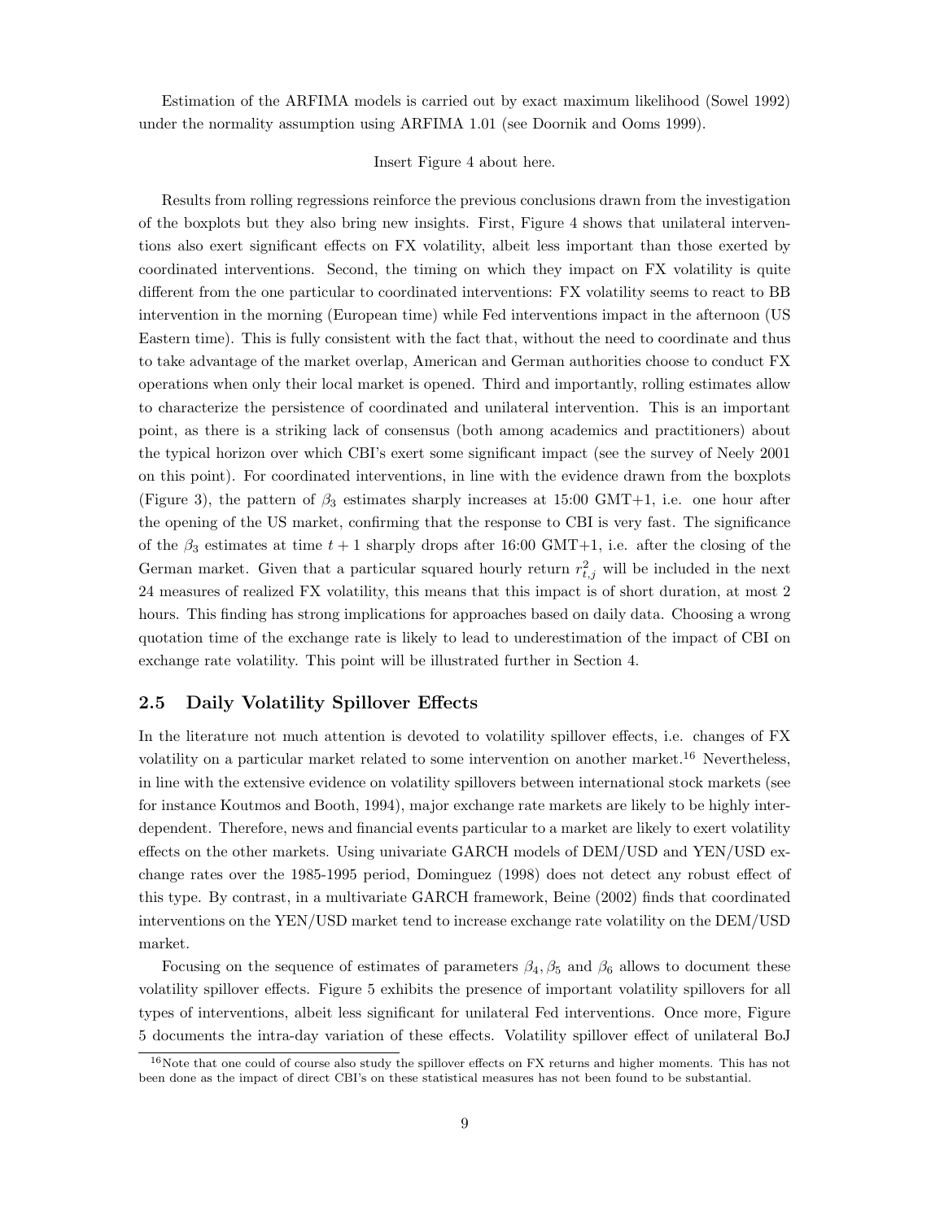Estimation of the ARFIMA models is carried out by exact maximum likelihood (Sowel 1992) under the normality assumption using ARFIMA 1.01 (see Doornik and Ooms 1999).

Insert Figure 4 about here.

Results from rolling regressions reinforce the previous conclusions drawn from the investigation of the boxplots but they also bring new insights. First, Figure 4 shows that unilateral interventions also exert significant effects on FX volatility, albeit less important than those exerted by coordinated interventions. Second, the timing on which they impact on FX volatility is quite different from the one particular to coordinated interventions: FX volatility seems to react to BB intervention in the morning (European time) while Fed interventions impact in the afternoon (US Eastern time). This is fully consistent with the fact that, without the need to coordinate and thus to take advantage of the market overlap, American and German authorities choose to conduct FX operations when only their local market is opened. Third and importantly, rolling estimates allow to characterize the persistence of coordinated and unilateral intervention. This is an important point, as there is a striking lack of consensus (both among academics and practitioners) about the typical horizon over which CBI's exert some significant impact (see the survey of Neely 2001 on this point). For coordinated interventions, in line with the evidence drawn from the boxplots (Figure 3), the pattern of $\beta_3$ estimates sharply increases at 15:00 GMT+1, i.e. one hour after the opening of the US market, confirming that the response to CBI is very fast. The significance of the $\beta_3$ estimates at time $t+1$ sharply drops after 16:00 GMT+1, i.e. after the closing of the German market. Given that a particular squared hourly return $r_{t,j}^2$ will be included in the next 24 measures of realized FX volatility, this means that this impact is of short duration, at most 2 hours. This finding has strong implications for approaches based on daily data. Choosing a wrong quotation time of the exchange rate is likely to lead to underestimation of the impact of CBI on exchange rate volatility. This point will be illustrated further in Section 4.

## 2.5 Daily Volatility Spillover Effects

In the literature not much attention is devoted to volatility spillover effects, i.e. changes of FX volatility on a particular market related to some intervention on another market.[16] Nevertheless, in line with the extensive evidence on volatility spillovers between international stock markets (see for instance Koutmos and Booth, 1994), major exchange rate markets are likely to be highly interdependent. Therefore, news and financial events particular to a market are likely to exert volatility effects on the other markets. Using univariate GARCH models of DEM/USD and YEN/USD exchange rates over the 1985-1995 period, Dominguez (1998) does not detect any robust effect of this type. By contrast, in a multivariate GARCH framework, Beine (2002) finds that coordinated interventions on the YEN/USD market tend to increase exchange rate volatility on the DEM/USD market.

Focusing on the sequence of estimates of parameters $\beta_4, \beta_5$ and $\beta_6$ allows to document these volatility spillover effects. Figure 5 exhibits the presence of important volatility spillovers for all types of interventions, albeit less significant for unilateral Fed interventions. Once more, Figure 5 documents the intra-day variation of these effects. Volatility spillover effect of unilateral BoJ

[16] Note that one could of course also study the spillover effects on FX returns and higher moments. This has not been done as the impact of direct CBI's on these statistical measures has not been found to be substantial.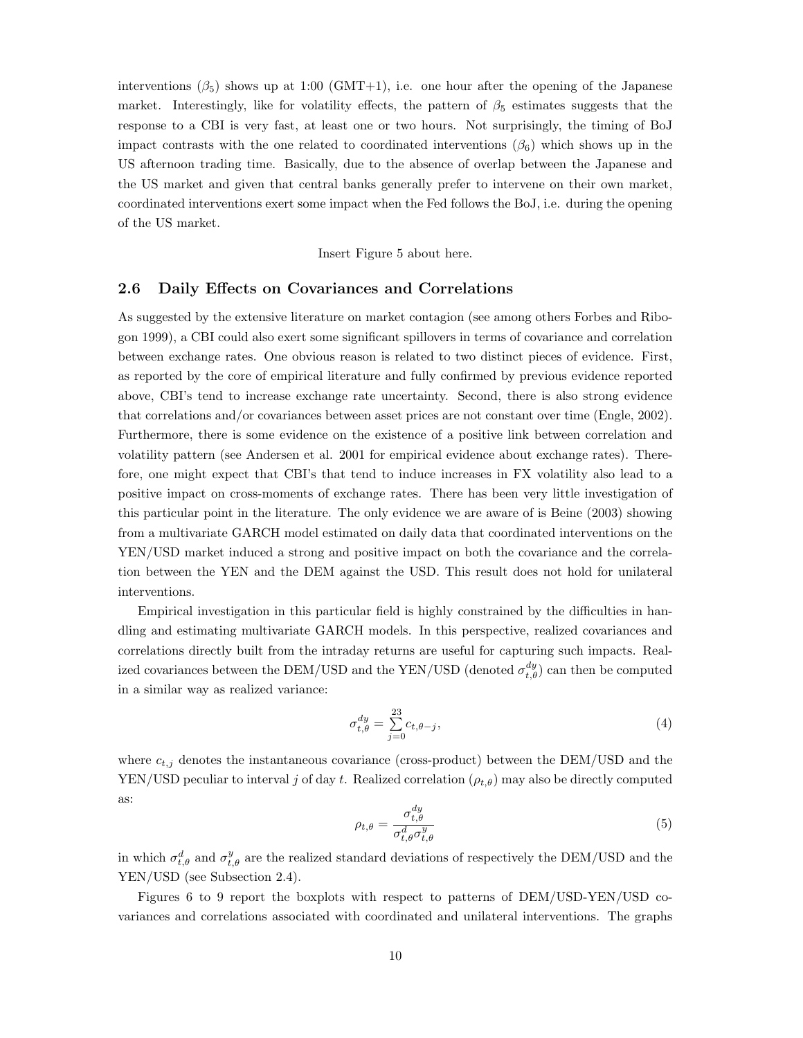interventions ($\beta_5$) shows up at 1:00 (GMT+1), i.e. one hour after the opening of the Japanese market. Interestingly, like for volatility effects, the pattern of $\beta_5$ estimates suggests that the response to a CBI is very fast, at least one or two hours. Not surprisingly, the timing of BoJ impact contrasts with the one related to coordinated interventions ($\beta_6$) which shows up in the US afternoon trading time. Basically, due to the absence of overlap between the Japanese and the US market and given that central banks generally prefer to intervene on their own market, coordinated interventions exert some impact when the Fed follows the BoJ, i.e. during the opening of the US market.

Insert Figure 5 about here.

## 2.6 Daily Effects on Covariances and Correlations

As suggested by the extensive literature on market contagion (see among others Forbes and Ribogon 1999), a CBI could also exert some significant spillovers in terms of covariance and correlation between exchange rates. One obvious reason is related to two distinct pieces of evidence. First, as reported by the core of empirical literature and fully confirmed by previous evidence reported above, CBI's tend to increase exchange rate uncertainty. Second, there is also strong evidence that correlations and/or covariances between asset prices are not constant over time (Engle, 2002). Furthermore, there is some evidence on the existence of a positive link between correlation and volatility pattern (see Andersen et al. 2001 for empirical evidence about exchange rates). Therefore, one might expect that CBI's that tend to induce increases in FX volatility also lead to a positive impact on cross-moments of exchange rates. There has been very little investigation of this particular point in the literature. The only evidence we are aware of is Beine (2003) showing from a multivariate GARCH model estimated on daily data that coordinated interventions on the YEN/USD market induced a strong and positive impact on both the covariance and the correlation between the YEN and the DEM against the USD. This result does not hold for unilateral interventions.

Empirical investigation in this particular field is highly constrained by the difficulties in handling and estimating multivariate GARCH models. In this perspective, realized covariances and correlations directly built from the intraday returns are useful for capturing such impacts. Realized covariances between the DEM/USD and the YEN/USD (denoted $\sigma^{dy}_{t,\theta}$) can then be computed in a similar way as realized variance:

$$\sigma^{dy}_{t,\theta} = \sum_{j=0}^{23} c_{t,\theta-j}, \tag{4}$$

where $c_{t,j}$ denotes the instantaneous covariance (cross-product) between the DEM/USD and the YEN/USD peculiar to interval $j$ of day $t$. Realized correlation ($\rho_{t,\theta}$) may also be directly computed as:

$$\rho_{t,\theta} = \frac{\sigma^{dy}_{t,\theta}}{\sigma^{d}_{t,\theta}\sigma^{y}_{t,\theta}} \tag{5}$$

in which $\sigma^{d}_{t,\theta}$ and $\sigma^{y}_{t,\theta}$ are the realized standard deviations of respectively the DEM/USD and the YEN/USD (see Subsection 2.4).

Figures 6 to 9 report the boxplots with respect to patterns of DEM/USD-YEN/USD covariances and correlations associated with coordinated and unilateral interventions. The graphs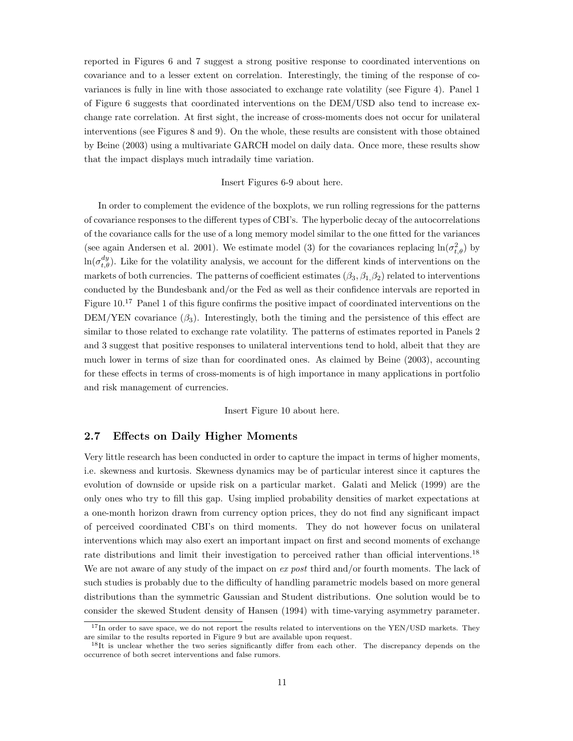reported in Figures 6 and 7 suggest a strong positive response to coordinated interventions on covariance and to a lesser extent on correlation. Interestingly, the timing of the response of covariances is fully in line with those associated to exchange rate volatility (see Figure 4). Panel 1 of Figure 6 suggests that coordinated interventions on the DEM/USD also tend to increase exchange rate correlation. At first sight, the increase of cross-moments does not occur for unilateral interventions (see Figures 8 and 9). On the whole, these results are consistent with those obtained by Beine (2003) using a multivariate GARCH model on daily data. Once more, these results show that the impact displays much intradaily time variation.

Insert Figures 6-9 about here.

In order to complement the evidence of the boxplots, we run rolling regressions for the patterns of covariance responses to the different types of CBI's. The hyperbolic decay of the autocorrelations of the covariance calls for the use of a long memory model similar to the one fitted for the variances (see again Andersen et al. 2001). We estimate model (3) for the covariances replacing $\ln(\sigma^2_{t,\theta})$ by $\ln(\sigma^{dy}_{t,\theta})$. Like for the volatility analysis, we account for the different kinds of interventions on the markets of both currencies. The patterns of coefficient estimates ($\beta_3, \beta_1, \beta_2$) related to interventions conducted by the Bundesbank and/or the Fed as well as their confidence intervals are reported in Figure 10.[17] Panel 1 of this figure confirms the positive impact of coordinated interventions on the DEM/YEN covariance ($\beta_3$). Interestingly, both the timing and the persistence of this effect are similar to those related to exchange rate volatility. The patterns of estimates reported in Panels 2 and 3 suggest that positive responses to unilateral interventions tend to hold, albeit that they are much lower in terms of size than for coordinated ones. As claimed by Beine (2003), accounting for these effects in terms of cross-moments is of high importance in many applications in portfolio and risk management of currencies.

Insert Figure 10 about here.

### 2.7 Effects on Daily Higher Moments

Very little research has been conducted in order to capture the impact in terms of higher moments, i.e. skewness and kurtosis. Skewness dynamics may be of particular interest since it captures the evolution of downside or upside risk on a particular market. Galati and Melick (1999) are the only ones who try to fill this gap. Using implied probability densities of market expectations at a one-month horizon drawn from currency option prices, they do not find any significant impact of perceived coordinated CBI's on third moments. They do not however focus on unilateral interventions which may also exert an important impact on first and second moments of exchange rate distributions and limit their investigation to perceived rather than official interventions.[18] We are not aware of any study of the impact on *ex post* third and/or fourth moments. The lack of such studies is probably due to the difficulty of handling parametric models based on more general distributions than the symmetric Gaussian and Student distributions. One solution would be to consider the skewed Student density of Hansen (1994) with time-varying asymmetry parameter.

[17] In order to save space, we do not report the results related to interventions on the YEN/USD markets. They are similar to the results reported in Figure 9 but are available upon request.

[18] It is unclear whether the two series significantly differ from each other. The discrepancy depends on the occurrence of both secret interventions and false rumors.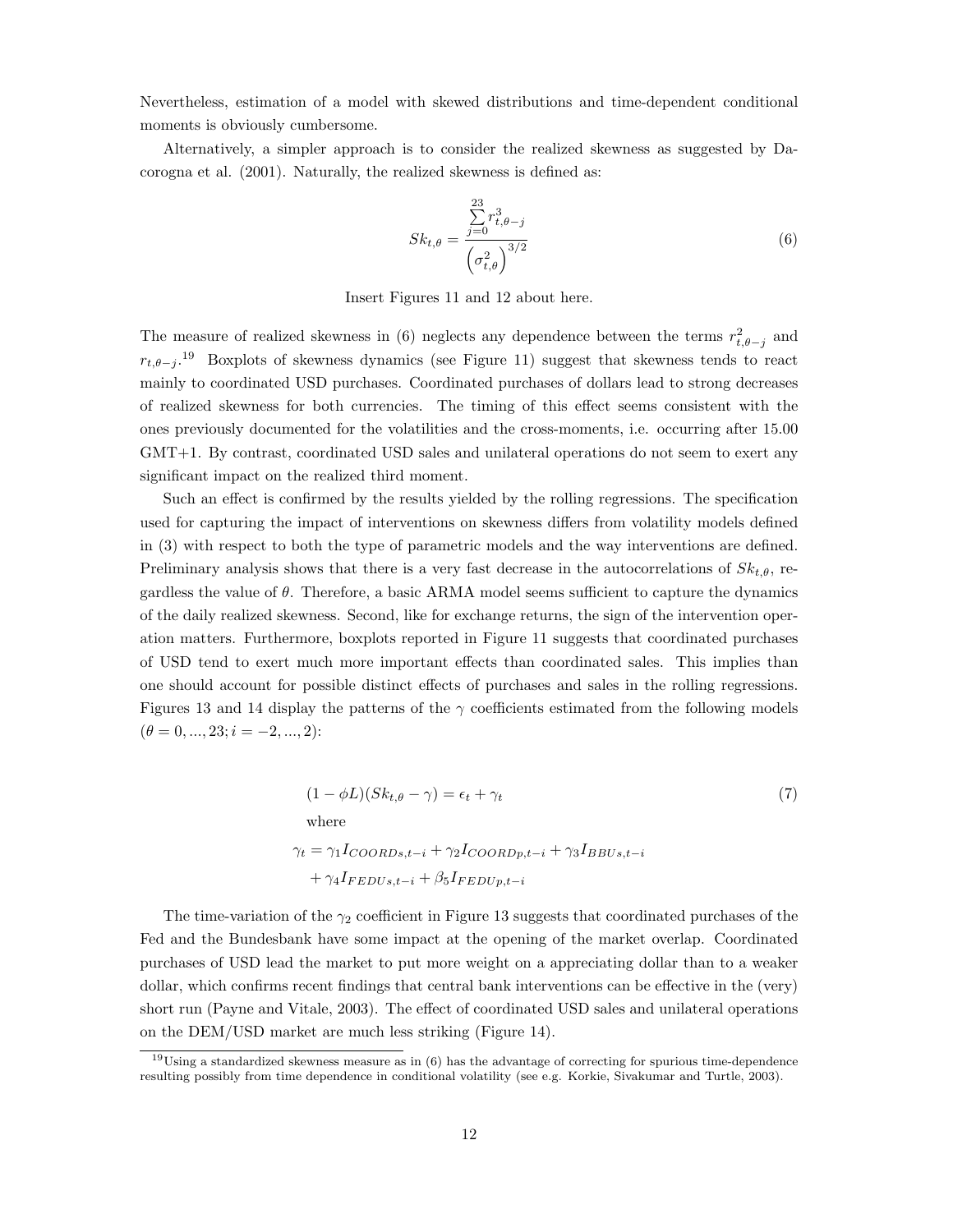Nevertheless, estimation of a model with skewed distributions and time-dependent conditional moments is obviously cumbersome.

Alternatively, a simpler approach is to consider the realized skewness as suggested by Dacorogna et al. (2001). Naturally, the realized skewness is defined as:

$$Sk_{t,\theta} = \frac{\sum_{j=0}^{23} r_{t,\theta-j}^3}{\left(\sigma_{t,\theta}^2\right)^{3/2}} \tag{6}$$

Insert Figures 11 and 12 about here.

The measure of realized skewness in (6) neglects any dependence between the terms $r_{t,\theta-j}^2$ and $r_{t,\theta-j}$.[19] Boxplots of skewness dynamics (see Figure 11) suggest that skewness tends to react mainly to coordinated USD purchases. Coordinated purchases of dollars lead to strong decreases of realized skewness for both currencies. The timing of this effect seems consistent with the ones previously documented for the volatilities and the cross-moments, i.e. occurring after 15.00 GMT+1. By contrast, coordinated USD sales and unilateral operations do not seem to exert any significant impact on the realized third moment.

Such an effect is confirmed by the results yielded by the rolling regressions. The specification used for capturing the impact of interventions on skewness differs from volatility models defined in (3) with respect to both the type of parametric models and the way interventions are defined. Preliminary analysis shows that there is a very fast decrease in the autocorrelations of $Sk_{t,\theta}$, regardless the value of $\theta$. Therefore, a basic ARMA model seems sufficient to capture the dynamics of the daily realized skewness. Second, like for exchange returns, the sign of the intervention operation matters. Furthermore, boxplots reported in Figure 11 suggests that coordinated purchases of USD tend to exert much more important effects than coordinated sales. This implies than one should account for possible distinct effects of purchases and sales in the rolling regressions. Figures 13 and 14 display the patterns of the $\gamma$ coefficients estimated from the following models ($\theta = 0, ..., 23; i = -2, ..., 2$):

$$\begin{aligned}
&(1 - \phi L)(Sk_{t,\theta} - \gamma) = \epsilon_t + \gamma_t \\
&\text{where} \\
&\gamma_t = \gamma_1 I_{COORDs,t-i} + \gamma_2 I_{COORDp,t-i} + \gamma_3 I_{BBUs,t-i} \\
&\quad + \gamma_4 I_{FEDUs,t-i} + \beta_5 I_{FEDUp,t-i}
\end{aligned} \tag{7}$$

The time-variation of the $\gamma_2$ coefficient in Figure 13 suggests that coordinated purchases of the Fed and the Bundesbank have some impact at the opening of the market overlap. Coordinated purchases of USD lead the market to put more weight on a appreciating dollar than to a weaker dollar, which confirms recent findings that central bank interventions can be effective in the (very) short run (Payne and Vitale, 2003). The effect of coordinated USD sales and unilateral operations on the DEM/USD market are much less striking (Figure 14).

[19] Using a standardized skewness measure as in (6) has the advantage of correcting for spurious time-dependence resulting possibly from time dependence in conditional volatility (see e.g. Korkie, Sivakumar and Turtle, 2003).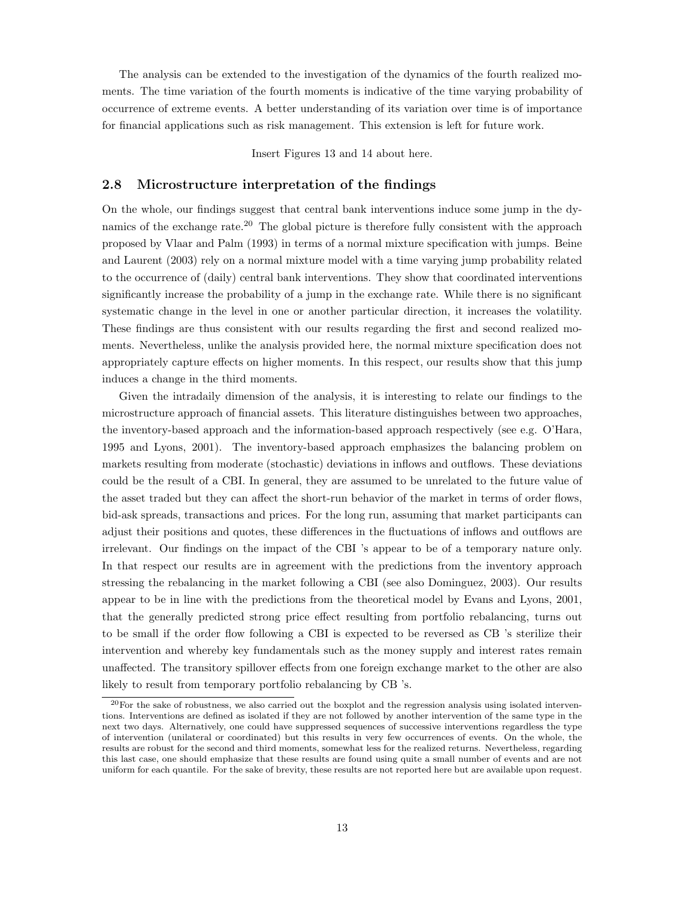The analysis can be extended to the investigation of the dynamics of the fourth realized moments. The time variation of the fourth moments is indicative of the time varying probability of occurrence of extreme events. A better understanding of its variation over time is of importance for financial applications such as risk management. This extension is left for future work.

Insert Figures 13 and 14 about here.

### 2.8 Microstructure interpretation of the findings

On the whole, our findings suggest that central bank interventions induce some jump in the dynamics of the exchange rate.[20] The global picture is therefore fully consistent with the approach proposed by Vlaar and Palm (1993) in terms of a normal mixture specification with jumps. Beine and Laurent (2003) rely on a normal mixture model with a time varying jump probability related to the occurrence of (daily) central bank interventions. They show that coordinated interventions significantly increase the probability of a jump in the exchange rate. While there is no significant systematic change in the level in one or another particular direction, it increases the volatility. These findings are thus consistent with our results regarding the first and second realized moments. Nevertheless, unlike the analysis provided here, the normal mixture specification does not appropriately capture effects on higher moments. In this respect, our results show that this jump induces a change in the third moments.

Given the intradaily dimension of the analysis, it is interesting to relate our findings to the microstructure approach of financial assets. This literature distinguishes between two approaches, the inventory-based approach and the information-based approach respectively (see e.g. O'Hara, 1995 and Lyons, 2001). The inventory-based approach emphasizes the balancing problem on markets resulting from moderate (stochastic) deviations in inflows and outflows. These deviations could be the result of a CBI. In general, they are assumed to be unrelated to the future value of the asset traded but they can affect the short-run behavior of the market in terms of order flows, bid-ask spreads, transactions and prices. For the long run, assuming that market participants can adjust their positions and quotes, these differences in the fluctuations of inflows and outflows are irrelevant. Our findings on the impact of the CBI 's appear to be of a temporary nature only. In that respect our results are in agreement with the predictions from the inventory approach stressing the rebalancing in the market following a CBI (see also Dominguez, 2003). Our results appear to be in line with the predictions from the theoretical model by Evans and Lyons, 2001, that the generally predicted strong price effect resulting from portfolio rebalancing, turns out to be small if the order flow following a CBI is expected to be reversed as CB 's sterilize their intervention and whereby key fundamentals such as the money supply and interest rates remain unaffected. The transitory spillover effects from one foreign exchange market to the other are also likely to result from temporary portfolio rebalancing by CB 's.

[20] For the sake of robustness, we also carried out the boxplot and the regression analysis using isolated interventions. Interventions are defined as isolated if they are not followed by another intervention of the same type in the next two days. Alternatively, one could have suppressed sequences of successive interventions regardless the type of intervention (unilateral or coordinated) but this results in very few occurrences of events. On the whole, the results are robust for the second and third moments, somewhat less for the realized returns. Nevertheless, regarding this last case, one should emphasize that these results are found using quite a small number of events and are not uniform for each quantile. For the sake of brevity, these results are not reported here but are available upon request.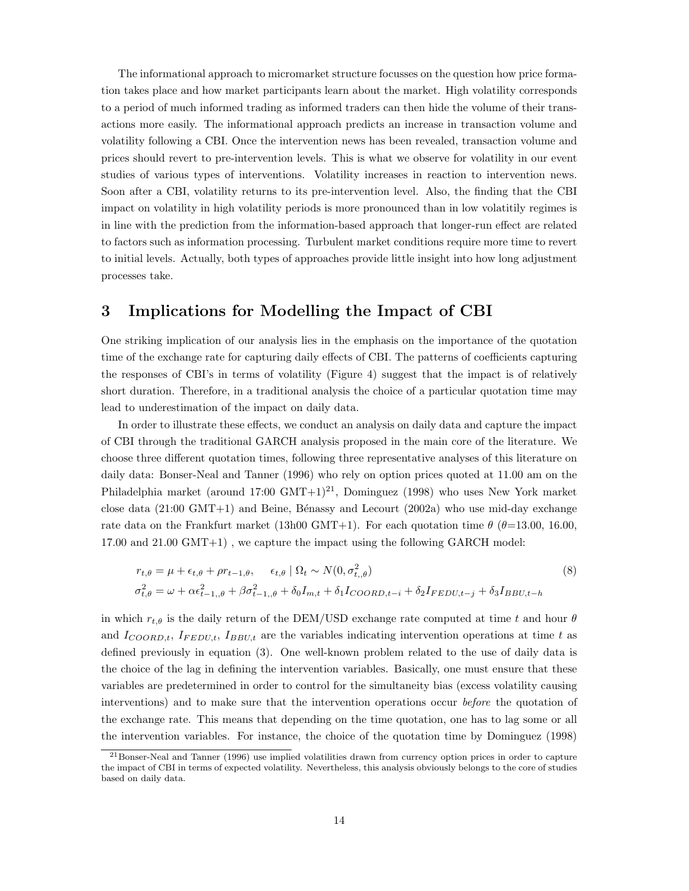The informational approach to micromarket structure focusses on the question how price formation takes place and how market participants learn about the market. High volatility corresponds to a period of much informed trading as informed traders can then hide the volume of their transactions more easily. The informational approach predicts an increase in transaction volume and volatility following a CBI. Once the intervention news has been revealed, transaction volume and prices should revert to pre-intervention levels. This is what we observe for volatility in our event studies of various types of interventions. Volatility increases in reaction to intervention news. Soon after a CBI, volatility returns to its pre-intervention level. Also, the finding that the CBI impact on volatility in high volatility periods is more pronounced than in low volatitily regimes is in line with the prediction from the information-based approach that longer-run effect are related to factors such as information processing. Turbulent market conditions require more time to revert to initial levels. Actually, both types of approaches provide little insight into how long adjustment processes take.

# 3 Implications for Modelling the Impact of CBI

One striking implication of our analysis lies in the emphasis on the importance of the quotation time of the exchange rate for capturing daily effects of CBI. The patterns of coefficients capturing the responses of CBI's in terms of volatility (Figure 4) suggest that the impact is of relatively short duration. Therefore, in a traditional analysis the choice of a particular quotation time may lead to underestimation of the impact on daily data.

In order to illustrate these effects, we conduct an analysis on daily data and capture the impact of CBI through the traditional GARCH analysis proposed in the main core of the literature. We choose three different quotation times, following three representative analyses of this literature on daily data: Bonser-Neal and Tanner (1996) who rely on option prices quoted at 11.00 am on the Philadelphia market (around 17:00 GMT+1)[21], Dominguez (1998) who uses New York market close data (21:00 GMT+1) and Beine, Bénassy and Lecourt (2002a) who use mid-day exchange rate data on the Frankfurt market (13h00 GMT+1). For each quotation time $\theta$ ($\theta$=13.00, 16.00, 17.00 and 21.00 GMT+1) , we capture the impact using the following GARCH model:

$$
\begin{aligned}
r_{t,\theta} &= \mu + \epsilon_{t,\theta} + \rho r_{t-1,\theta}, \quad \epsilon_{t,\theta} \mid \Omega_t \sim N(0, \sigma^2_{t,,\theta}) \\
\sigma^2_{t,\theta} &= \omega + \alpha\epsilon^2_{t-1,,\theta} + \beta\sigma^2_{t-1,,\theta} + \delta_0 I_{m,t} + \delta_1 I_{COORD,t-i} + \delta_2 I_{FEDU,t-j} + \delta_3 I_{BBU,t-h}
\end{aligned}
\tag{8}
$$

in which $r_{t,\theta}$ is the daily return of the DEM/USD exchange rate computed at time $t$ and hour $\theta$ and $I_{COORD,t}$, $I_{FEDU,t}$, $I_{BBU,t}$ are the variables indicating intervention operations at time $t$ as defined previously in equation (3). One well-known problem related to the use of daily data is the choice of the lag in defining the intervention variables. Basically, one must ensure that these variables are predetermined in order to control for the simultaneity bias (excess volatility causing interventions) and to make sure that the intervention operations occur *before* the quotation of the exchange rate. This means that depending on the time quotation, one has to lag some or all the intervention variables. For instance, the choice of the quotation time by Dominguez (1998)

[21] Bonser-Neal and Tanner (1996) use implied volatilities drawn from currency option prices in order to capture the impact of CBI in terms of expected volatility. Nevertheless, this analysis obviously belongs to the core of studies based on daily data.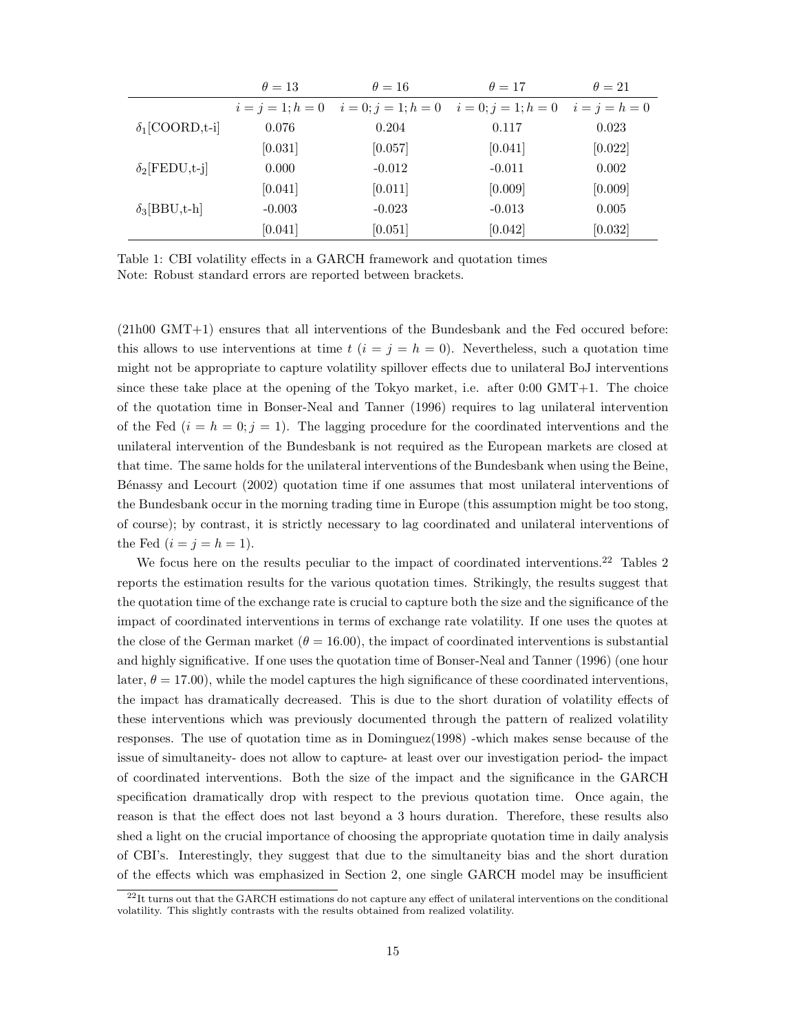| | $\theta = 13$ | $\theta = 16$ | $\theta = 17$ | $\theta = 21$ |
|---|---|---|---|---|
| | $i = j = 1; h = 0$ | $i = 0; j = 1; h = 0$ | $i = 0; j = 1; h = 0$ | $i = j = h = 0$ |
| $\delta_1$[COORD,t-i] | 0.076 | 0.204 | 0.117 | 0.023 |
| | [0.031] | [0.057] | [0.041] | [0.022] |
| $\delta_2$[FEDU,t-j] | 0.000 | -0.012 | -0.011 | 0.002 |
| | [0.041] | [0.011] | [0.009] | [0.009] |
| $\delta_3$[BBU,t-h] | -0.003 | -0.023 | -0.013 | 0.005 |
| | [0.041] | [0.051] | [0.042] | [0.032] |

Table 1: CBI volatility effects in a GARCH framework and quotation times
Note: Robust standard errors are reported between brackets.

(21h00 GMT+1) ensures that all interventions of the Bundesbank and the Fed occured before: this allows to use interventions at time $t$ ($i = j = h = 0$). Nevertheless, such a quotation time might not be appropriate to capture volatility spillover effects due to unilateral BoJ interventions since these take place at the opening of the Tokyo market, i.e. after 0:00 GMT+1. The choice of the quotation time in Bonser-Neal and Tanner (1996) requires to lag unilateral intervention of the Fed ($i = h = 0; j = 1$). The lagging procedure for the coordinated interventions and the unilateral intervention of the Bundesbank is not required as the European markets are closed at that time. The same holds for the unilateral interventions of the Bundesbank when using the Beine, Bénassy and Lecourt (2002) quotation time if one assumes that most unilateral interventions of the Bundesbank occur in the morning trading time in Europe (this assumption might be too stong, of course); by contrast, it is strictly necessary to lag coordinated and unilateral interventions of the Fed ($i = j = h = 1$).

We focus here on the results peculiar to the impact of coordinated interventions.[22] Tables 2 reports the estimation results for the various quotation times. Strikingly, the results suggest that the quotation time of the exchange rate is crucial to capture both the size and the significance of the impact of coordinated interventions in terms of exchange rate volatility. If one uses the quotes at the close of the German market ($\theta = 16.00$), the impact of coordinated interventions is substantial and highly significative. If one uses the quotation time of Bonser-Neal and Tanner (1996) (one hour later, $\theta = 17.00$), while the model captures the high significance of these coordinated interventions, the impact has dramatically decreased. This is due to the short duration of volatility effects of these interventions which was previously documented through the pattern of realized volatility responses. The use of quotation time as in Dominguez(1998) -which makes sense because of the issue of simultaneity- does not allow to capture- at least over our investigation period- the impact of coordinated interventions. Both the size of the impact and the significance in the GARCH specification dramatically drop with respect to the previous quotation time. Once again, the reason is that the effect does not last beyond a 3 hours duration. Therefore, these results also shed a light on the crucial importance of choosing the appropriate quotation time in daily analysis of CBI's. Interestingly, they suggest that due to the simultaneity bias and the short duration of the effects which was emphasized in Section 2, one single GARCH model may be insufficient

[22] It turns out that the GARCH estimations do not capture any effect of unilateral interventions on the conditional volatility. This slightly contrasts with the results obtained from realized volatility.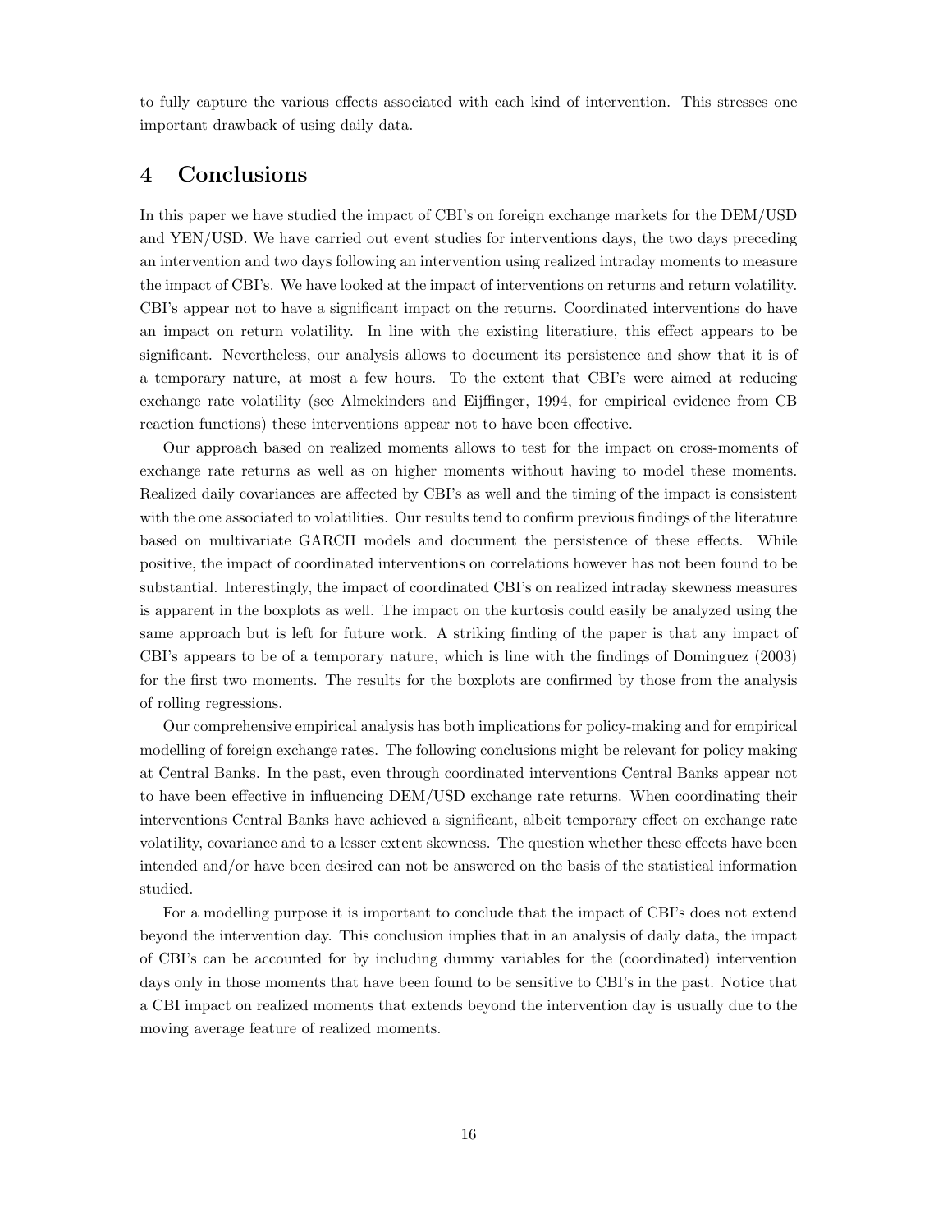to fully capture the various effects associated with each kind of intervention. This stresses one important drawback of using daily data.

## 4 Conclusions

In this paper we have studied the impact of CBI's on foreign exchange markets for the DEM/USD and YEN/USD. We have carried out event studies for interventions days, the two days preceding an intervention and two days following an intervention using realized intraday moments to measure the impact of CBI's. We have looked at the impact of interventions on returns and return volatility. CBI's appear not to have a significant impact on the returns. Coordinated interventions do have an impact on return volatility. In line with the existing literatiure, this effect appears to be significant. Nevertheless, our analysis allows to document its persistence and show that it is of a temporary nature, at most a few hours. To the extent that CBI's were aimed at reducing exchange rate volatility (see Almekinders and Eijffinger, 1994, for empirical evidence from CB reaction functions) these interventions appear not to have been effective.

Our approach based on realized moments allows to test for the impact on cross-moments of exchange rate returns as well as on higher moments without having to model these moments. Realized daily covariances are affected by CBI's as well and the timing of the impact is consistent with the one associated to volatilities. Our results tend to confirm previous findings of the literature based on multivariate GARCH models and document the persistence of these effects. While positive, the impact of coordinated interventions on correlations however has not been found to be substantial. Interestingly, the impact of coordinated CBI's on realized intraday skewness measures is apparent in the boxplots as well. The impact on the kurtosis could easily be analyzed using the same approach but is left for future work. A striking finding of the paper is that any impact of CBI's appears to be of a temporary nature, which is line with the findings of Dominguez (2003) for the first two moments. The results for the boxplots are confirmed by those from the analysis of rolling regressions.

Our comprehensive empirical analysis has both implications for policy-making and for empirical modelling of foreign exchange rates. The following conclusions might be relevant for policy making at Central Banks. In the past, even through coordinated interventions Central Banks appear not to have been effective in influencing DEM/USD exchange rate returns. When coordinating their interventions Central Banks have achieved a significant, albeit temporary effect on exchange rate volatility, covariance and to a lesser extent skewness. The question whether these effects have been intended and/or have been desired can not be answered on the basis of the statistical information studied.

For a modelling purpose it is important to conclude that the impact of CBI's does not extend beyond the intervention day. This conclusion implies that in an analysis of daily data, the impact of CBI's can be accounted for by including dummy variables for the (coordinated) intervention days only in those moments that have been found to be sensitive to CBI's in the past. Notice that a CBI impact on realized moments that extends beyond the intervention day is usually due to the moving average feature of realized moments.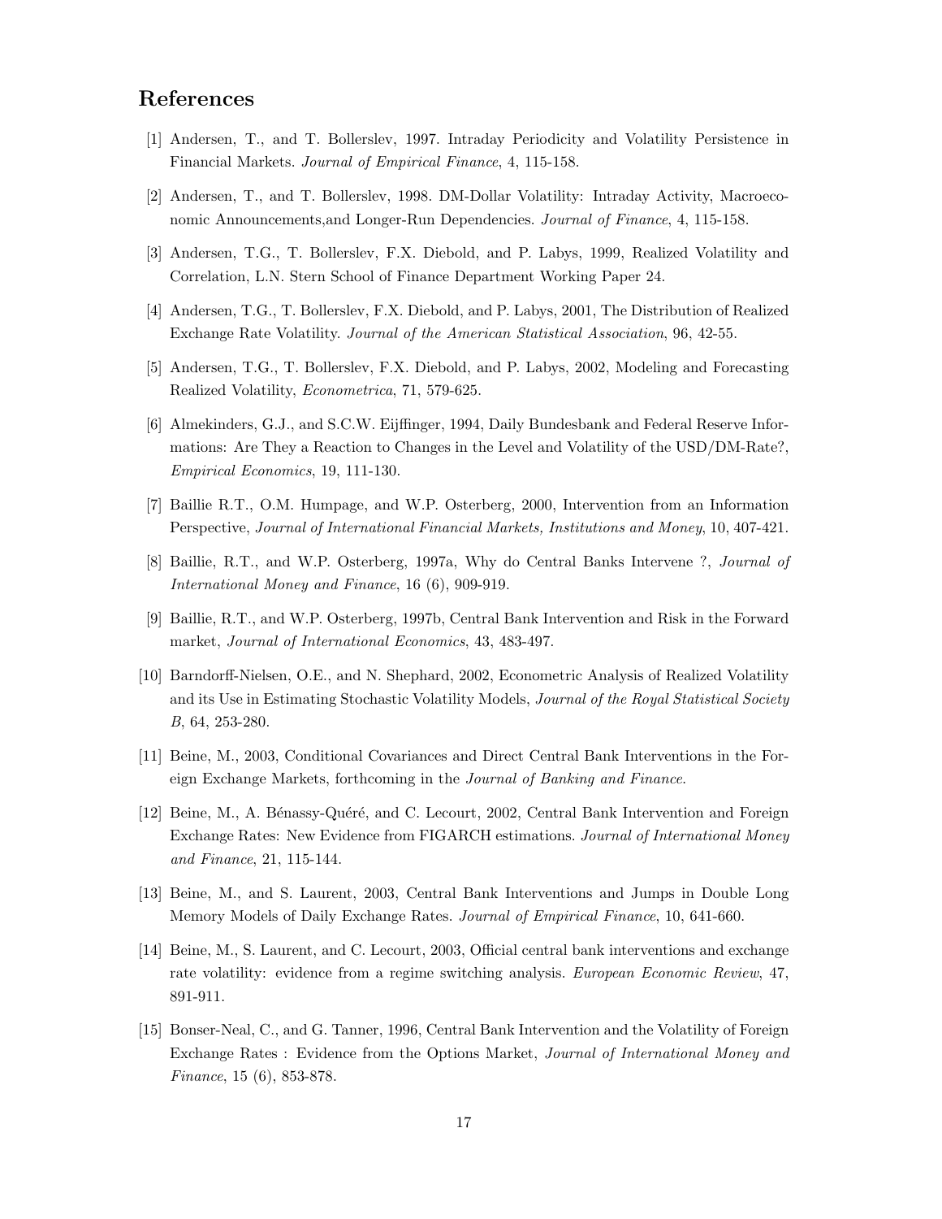## References

[1] Andersen, T., and T. Bollerslev, 1997. Intraday Periodicity and Volatility Persistence in Financial Markets. *Journal of Empirical Finance*, 4, 115-158.

[2] Andersen, T., and T. Bollerslev, 1998. DM-Dollar Volatility: Intraday Activity, Macroeconomic Announcements,and Longer-Run Dependencies. *Journal of Finance*, 4, 115-158.

[3] Andersen, T.G., T. Bollerslev, F.X. Diebold, and P. Labys, 1999, Realized Volatility and Correlation, L.N. Stern School of Finance Department Working Paper 24.

[4] Andersen, T.G., T. Bollerslev, F.X. Diebold, and P. Labys, 2001, The Distribution of Realized Exchange Rate Volatility. *Journal of the American Statistical Association*, 96, 42-55.

[5] Andersen, T.G., T. Bollerslev, F.X. Diebold, and P. Labys, 2002, Modeling and Forecasting Realized Volatility, *Econometrica*, 71, 579-625.

[6] Almekinders, G.J., and S.C.W. Eijffinger, 1994, Daily Bundesbank and Federal Reserve Informations: Are They a Reaction to Changes in the Level and Volatility of the USD/DM-Rate?, *Empirical Economics*, 19, 111-130.

[7] Baillie R.T., O.M. Humpage, and W.P. Osterberg, 2000, Intervention from an Information Perspective, *Journal of International Financial Markets, Institutions and Money*, 10, 407-421.

[8] Baillie, R.T., and W.P. Osterberg, 1997a, Why do Central Banks Intervene ?, *Journal of International Money and Finance*, 16 (6), 909-919.

[9] Baillie, R.T., and W.P. Osterberg, 1997b, Central Bank Intervention and Risk in the Forward market, *Journal of International Economics*, 43, 483-497.

[10] Barndorff-Nielsen, O.E., and N. Shephard, 2002, Econometric Analysis of Realized Volatility and its Use in Estimating Stochastic Volatility Models, *Journal of the Royal Statistical Society B*, 64, 253-280.

[11] Beine, M., 2003, Conditional Covariances and Direct Central Bank Interventions in the Foreign Exchange Markets, forthcoming in the *Journal of Banking and Finance*.

[12] Beine, M., A. Bénassy-Quéré, and C. Lecourt, 2002, Central Bank Intervention and Foreign Exchange Rates: New Evidence from FIGARCH estimations. *Journal of International Money and Finance*, 21, 115-144.

[13] Beine, M., and S. Laurent, 2003, Central Bank Interventions and Jumps in Double Long Memory Models of Daily Exchange Rates. *Journal of Empirical Finance*, 10, 641-660.

[14] Beine, M., S. Laurent, and C. Lecourt, 2003, Official central bank interventions and exchange rate volatility: evidence from a regime switching analysis. *European Economic Review*, 47, 891-911.

[15] Bonser-Neal, C., and G. Tanner, 1996, Central Bank Intervention and the Volatility of Foreign Exchange Rates : Evidence from the Options Market, *Journal of International Money and Finance*, 15 (6), 853-878.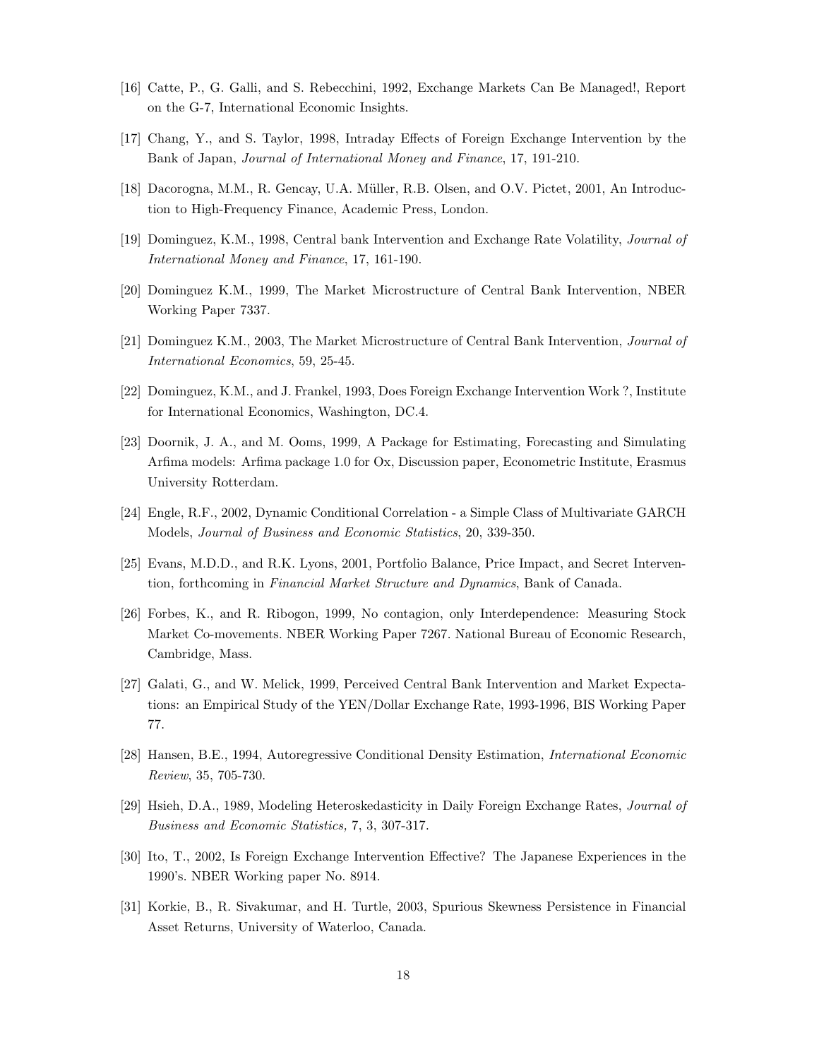[16] Catte, P., G. Galli, and S. Rebecchini, 1992, Exchange Markets Can Be Managed!, Report on the G-7, International Economic Insights.

[17] Chang, Y., and S. Taylor, 1998, Intraday Effects of Foreign Exchange Intervention by the Bank of Japan, *Journal of International Money and Finance*, 17, 191-210.

[18] Dacorogna, M.M., R. Gencay, U.A. Müller, R.B. Olsen, and O.V. Pictet, 2001, An Introduction to High-Frequency Finance, Academic Press, London.

[19] Dominguez, K.M., 1998, Central bank Intervention and Exchange Rate Volatility, *Journal of International Money and Finance*, 17, 161-190.

[20] Dominguez K.M., 1999, The Market Microstructure of Central Bank Intervention, NBER Working Paper 7337.

[21] Dominguez K.M., 2003, The Market Microstructure of Central Bank Intervention, *Journal of International Economics*, 59, 25-45.

[22] Dominguez, K.M., and J. Frankel, 1993, Does Foreign Exchange Intervention Work ?, Institute for International Economics, Washington, DC.4.

[23] Doornik, J. A., and M. Ooms, 1999, A Package for Estimating, Forecasting and Simulating Arfima models: Arfima package 1.0 for Ox, Discussion paper, Econometric Institute, Erasmus University Rotterdam.

[24] Engle, R.F., 2002, Dynamic Conditional Correlation - a Simple Class of Multivariate GARCH Models, *Journal of Business and Economic Statistics*, 20, 339-350.

[25] Evans, M.D.D., and R.K. Lyons, 2001, Portfolio Balance, Price Impact, and Secret Intervention, forthcoming in *Financial Market Structure and Dynamics*, Bank of Canada.

[26] Forbes, K., and R. Ribogon, 1999, No contagion, only Interdependence: Measuring Stock Market Co-movements. NBER Working Paper 7267. National Bureau of Economic Research, Cambridge, Mass.

[27] Galati, G., and W. Melick, 1999, Perceived Central Bank Intervention and Market Expectations: an Empirical Study of the YEN/Dollar Exchange Rate, 1993-1996, BIS Working Paper 77.

[28] Hansen, B.E., 1994, Autoregressive Conditional Density Estimation, *International Economic Review*, 35, 705-730.

[29] Hsieh, D.A., 1989, Modeling Heteroskedasticity in Daily Foreign Exchange Rates, *Journal of Business and Economic Statistics*, 7, 3, 307-317.

[30] Ito, T., 2002, Is Foreign Exchange Intervention Effective? The Japanese Experiences in the 1990's. NBER Working paper No. 8914.

[31] Korkie, B., R. Sivakumar, and H. Turtle, 2003, Spurious Skewness Persistence in Financial Asset Returns, University of Waterloo, Canada.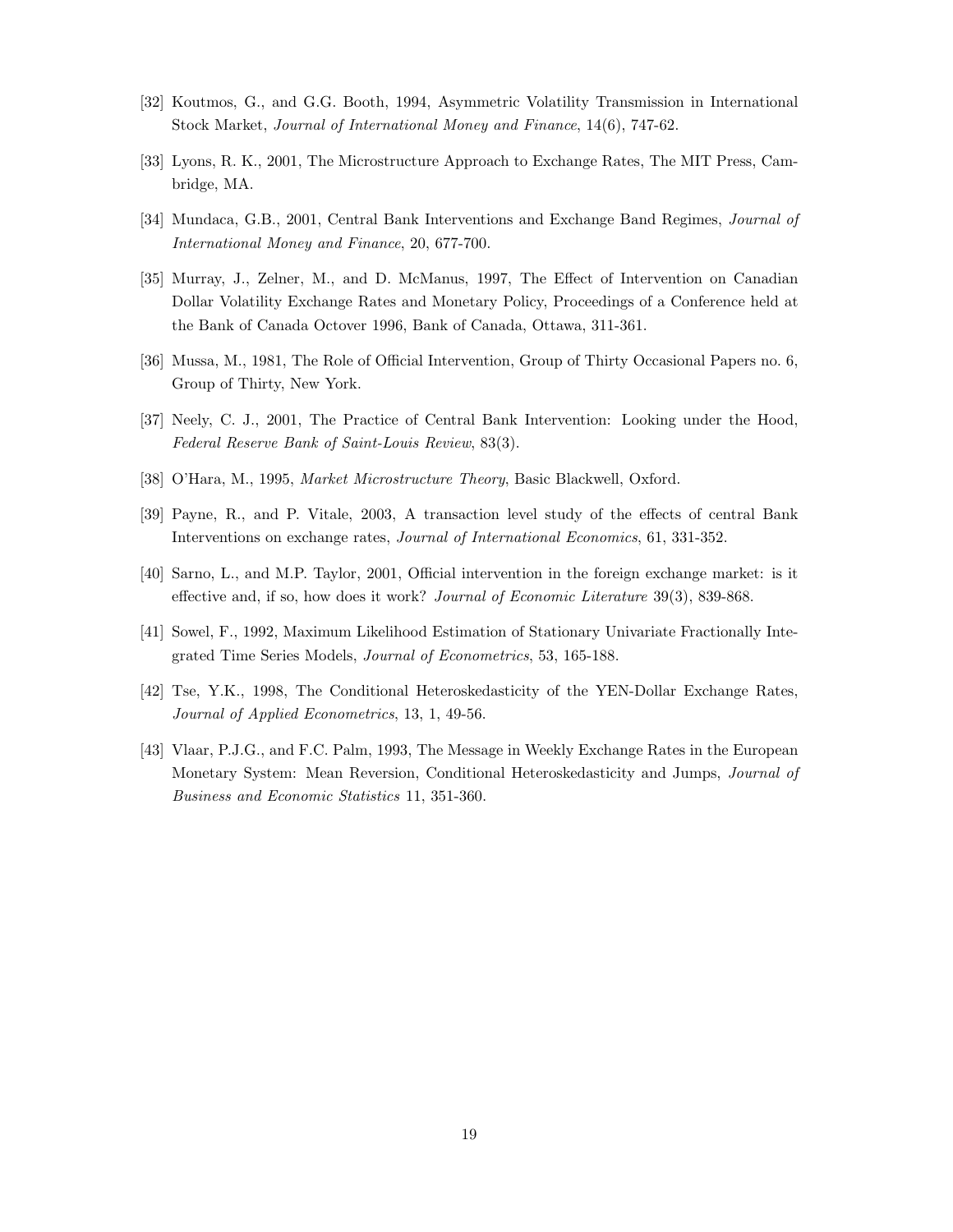[32] Koutmos, G., and G.G. Booth, 1994, Asymmetric Volatility Transmission in International Stock Market, *Journal of International Money and Finance*, 14(6), 747-62.

[33] Lyons, R. K., 2001, The Microstructure Approach to Exchange Rates, The MIT Press, Cambridge, MA.

[34] Mundaca, G.B., 2001, Central Bank Interventions and Exchange Band Regimes, *Journal of International Money and Finance*, 20, 677-700.

[35] Murray, J., Zelner, M., and D. McManus, 1997, The Effect of Intervention on Canadian Dollar Volatility Exchange Rates and Monetary Policy, Proceedings of a Conference held at the Bank of Canada Octover 1996, Bank of Canada, Ottawa, 311-361.

[36] Mussa, M., 1981, The Role of Official Intervention, Group of Thirty Occasional Papers no. 6, Group of Thirty, New York.

[37] Neely, C. J., 2001, The Practice of Central Bank Intervention: Looking under the Hood, *Federal Reserve Bank of Saint-Louis Review*, 83(3).

[38] O'Hara, M., 1995, *Market Microstructure Theory*, Basic Blackwell, Oxford.

[39] Payne, R., and P. Vitale, 2003, A transaction level study of the effects of central Bank Interventions on exchange rates, *Journal of International Economics*, 61, 331-352.

[40] Sarno, L., and M.P. Taylor, 2001, Official intervention in the foreign exchange market: is it effective and, if so, how does it work? *Journal of Economic Literature* 39(3), 839-868.

[41] Sowel, F., 1992, Maximum Likelihood Estimation of Stationary Univariate Fractionally Integrated Time Series Models, *Journal of Econometrics*, 53, 165-188.

[42] Tse, Y.K., 1998, The Conditional Heteroskedasticity of the YEN-Dollar Exchange Rates, *Journal of Applied Econometrics*, 13, 1, 49-56.

[43] Vlaar, P.J.G., and F.C. Palm, 1993, The Message in Weekly Exchange Rates in the European Monetary System: Mean Reversion, Conditional Heteroskedasticity and Jumps, *Journal of Business and Economic Statistics* 11, 351-360.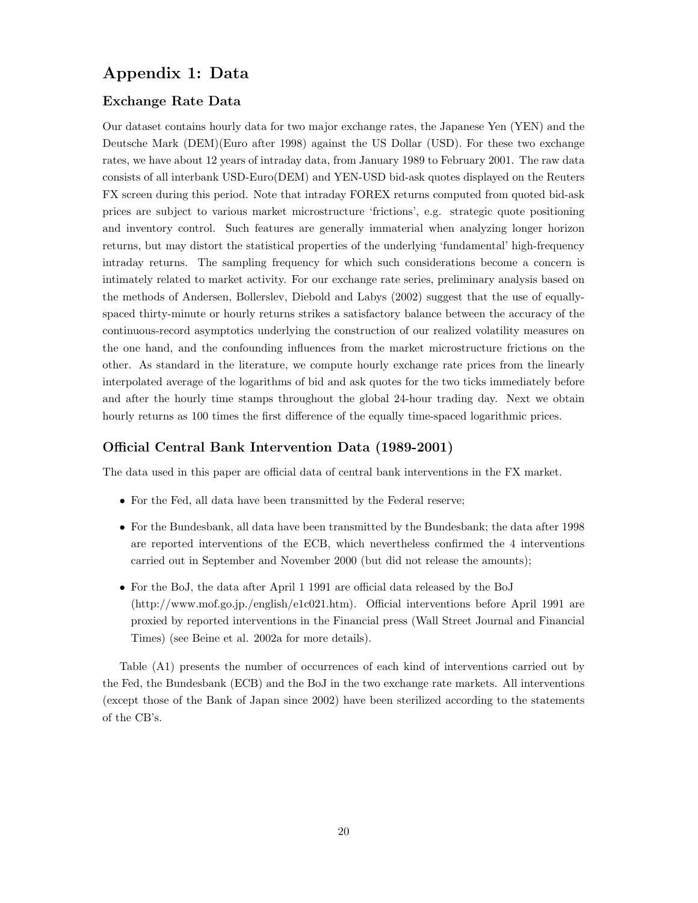## Appendix 1: Data

### Exchange Rate Data

Our dataset contains hourly data for two major exchange rates, the Japanese Yen (YEN) and the Deutsche Mark (DEM)(Euro after 1998) against the US Dollar (USD). For these two exchange rates, we have about 12 years of intraday data, from January 1989 to February 2001. The raw data consists of all interbank USD-Euro(DEM) and YEN-USD bid-ask quotes displayed on the Reuters FX screen during this period. Note that intraday FOREX returns computed from quoted bid-ask prices are subject to various market microstructure 'frictions', e.g. strategic quote positioning and inventory control. Such features are generally immaterial when analyzing longer horizon returns, but may distort the statistical properties of the underlying 'fundamental' high-frequency intraday returns. The sampling frequency for which such considerations become a concern is intimately related to market activity. For our exchange rate series, preliminary analysis based on the methods of Andersen, Bollerslev, Diebold and Labys (2002) suggest that the use of equally-spaced thirty-minute or hourly returns strikes a satisfactory balance between the accuracy of the continuous-record asymptotics underlying the construction of our realized volatility measures on the one hand, and the confounding influences from the market microstructure frictions on the other. As standard in the literature, we compute hourly exchange rate prices from the linearly interpolated average of the logarithms of bid and ask quotes for the two ticks immediately before and after the hourly time stamps throughout the global 24-hour trading day. Next we obtain hourly returns as 100 times the first difference of the equally time-spaced logarithmic prices.

### Official Central Bank Intervention Data (1989-2001)

The data used in this paper are official data of central bank interventions in the FX market.

- For the Fed, all data have been transmitted by the Federal reserve;
- For the Bundesbank, all data have been transmitted by the Bundesbank; the data after 1998 are reported interventions of the ECB, which nevertheless confirmed the 4 interventions carried out in September and November 2000 (but did not release the amounts);
- For the BoJ, the data after April 1 1991 are official data released by the BoJ (http://www.mof.go.jp./english/e1c021.htm). Official interventions before April 1991 are proxied by reported interventions in the Financial press (Wall Street Journal and Financial Times) (see Beine et al. 2002a for more details).

Table (A1) presents the number of occurrences of each kind of interventions carried out by the Fed, the Bundesbank (ECB) and the BoJ in the two exchange rate markets. All interventions (except those of the Bank of Japan since 2002) have been sterilized according to the statements of the CB's.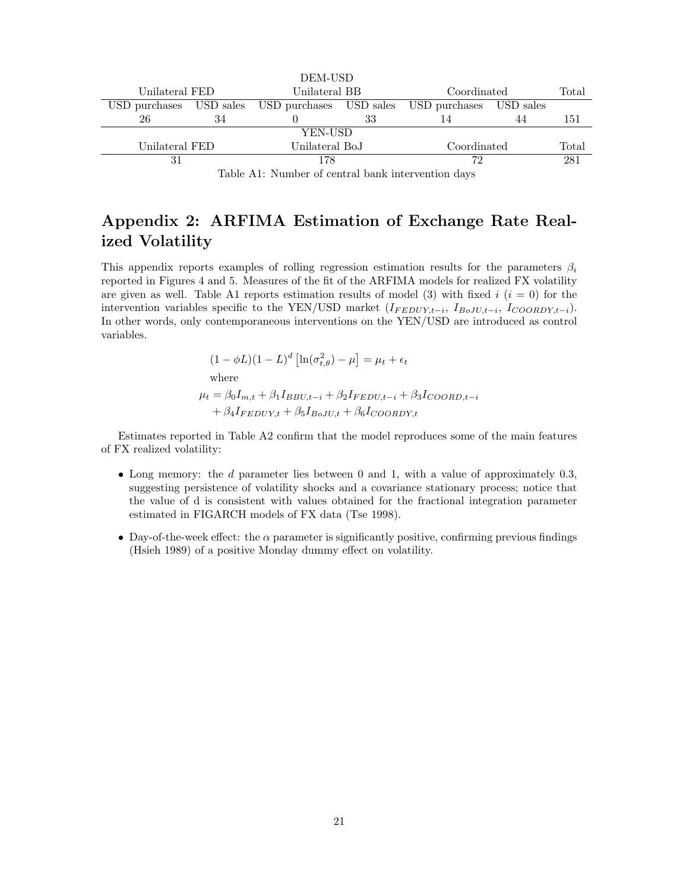| DEM-USD | | | | | | |
|---|---|---|---|---|---|---|
| Unilateral FED | | Unilateral BB | | Coordinated | | Total |
| USD purchases | USD sales | USD purchases | USD sales | USD purchases | USD sales | |
| 26 | 34 | 0 | 33 | 14 | 44 | 151 |

| YEN-USD | | | |
|---|---|---|---|
| Unilateral FED | Unilateral BoJ | Coordinated | Total |
| 31 | 178 | 72 | 281 |

Table A1: Number of central bank intervention days

## Appendix 2: ARFIMA Estimation of Exchange Rate Realized Volatility

This appendix reports examples of rolling regression estimation results for the parameters $\beta_i$ reported in Figures 4 and 5. Measures of the fit of the ARFIMA models for realized FX volatility are given as well. Table A1 reports estimation results of model (3) with fixed $i$ ($i = 0$) for the intervention variables specific to the YEN/USD market ($I_{FEDUY,t-i}$, $I_{BoJU,t-i}$, $I_{COORDY,t-i}$). In other words, only contemporaneous interventions on the YEN/USD are introduced as control variables.

$$
\begin{aligned}
&(1-\phi L)(1-L)^d\left[\ln(\sigma^2_{t,\theta})-\mu\right] = \mu_t + \epsilon_t \\
&\text{where} \\
&\mu_t = \beta_0 I_{m,t} + \beta_1 I_{BBU,t-i} + \beta_2 I_{FEDU,t-i} + \beta_3 I_{COORD,t-i} \\
&\quad + \beta_4 I_{FEDUY,t} + \beta_5 I_{BoJU,t} + \beta_6 I_{COORDY,t}
\end{aligned}
$$

Estimates reported in Table A2 confirm that the model reproduces some of the main features of FX realized volatility:

- Long memory: the $d$ parameter lies between 0 and 1, with a value of approximately 0.3, suggesting persistence of volatility shocks and a covariance stationary process; notice that the value of d is consistent with values obtained for the fractional integration parameter estimated in FIGARCH models of FX data (Tse 1998).
- Day-of-the-week effect: the $\alpha$ parameter is significantly positive, confirming previous findings (Hsieh 1989) of a positive Monday dummy effect on volatility.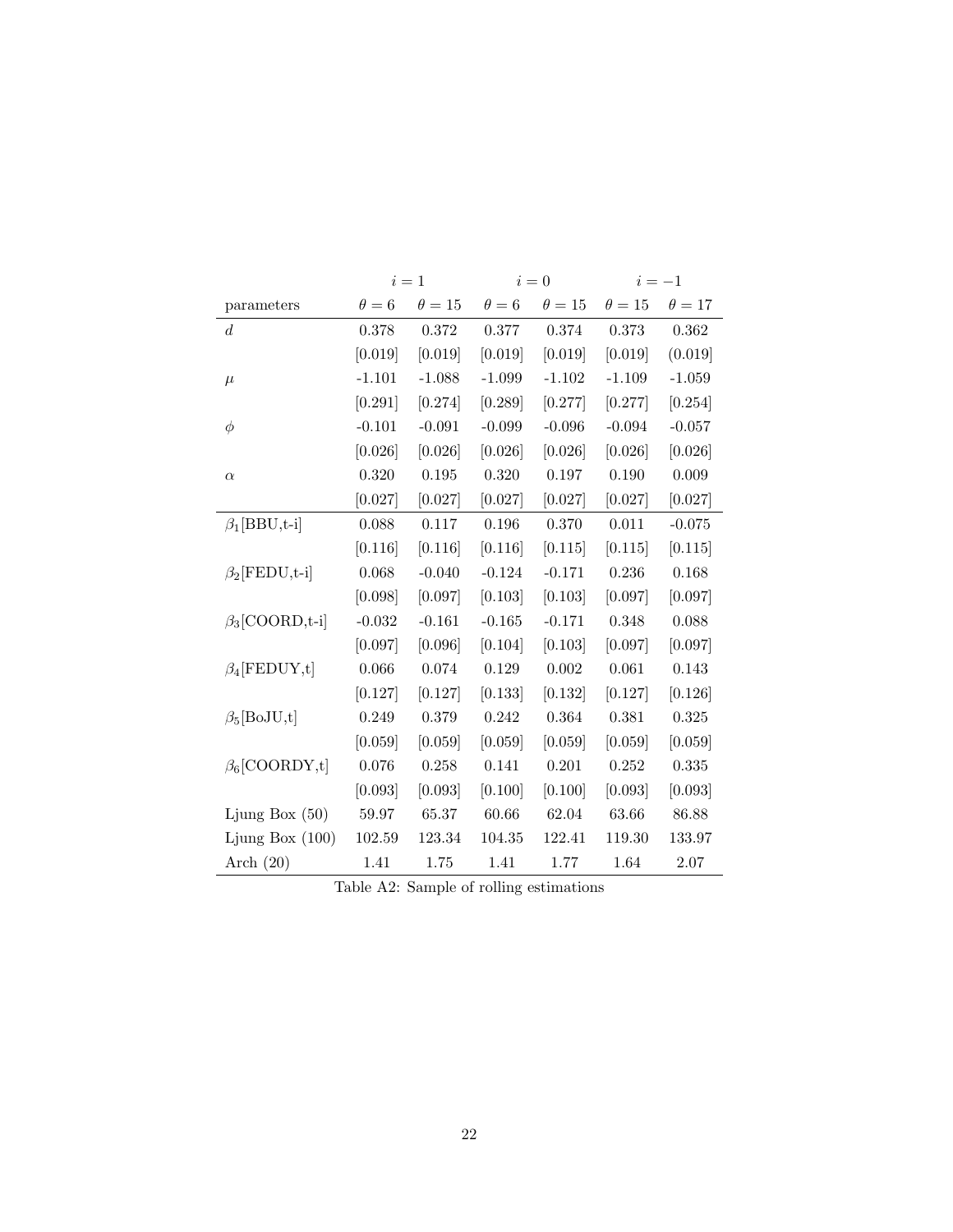| | $i=1$ | | $i=0$ | | $i=-1$ | |
|---|---|---|---|---|---|---|
| parameters | $\theta=6$ | $\theta=15$ | $\theta=6$ | $\theta=15$ | $\theta=15$ | $\theta=17$ |
| $d$ | 0.378 | 0.372 | 0.377 | 0.374 | 0.373 | 0.362 |
| | [0.019] | [0.019] | [0.019] | [0.019] | [0.019] | (0.019] |
| $\mu$ | -1.101 | -1.088 | -1.099 | -1.102 | -1.109 | -1.059 |
| | [0.291] | [0.274] | [0.289] | [0.277] | [0.277] | [0.254] |
| $\phi$ | -0.101 | -0.091 | -0.099 | -0.096 | -0.094 | -0.057 |
| | [0.026] | [0.026] | [0.026] | [0.026] | [0.026] | [0.026] |
| $\alpha$ | 0.320 | 0.195 | 0.320 | 0.197 | 0.190 | 0.009 |
| | [0.027] | [0.027] | [0.027] | [0.027] | [0.027] | [0.027] |
| $\beta_1$[BBU,t-i] | 0.088 | 0.117 | 0.196 | 0.370 | 0.011 | -0.075 |
| | [0.116] | [0.116] | [0.116] | [0.115] | [0.115] | [0.115] |
| $\beta_2$[FEDU,t-i] | 0.068 | -0.040 | -0.124 | -0.171 | 0.236 | 0.168 |
| | [0.098] | [0.097] | [0.103] | [0.103] | [0.097] | [0.097] |
| $\beta_3$[COORD,t-i] | -0.032 | -0.161 | -0.165 | -0.171 | 0.348 | 0.088 |
| | [0.097] | [0.096] | [0.104] | [0.103] | [0.097] | [0.097] |
| $\beta_4$[FEDUY,t] | 0.066 | 0.074 | 0.129 | 0.002 | 0.061 | 0.143 |
| | [0.127] | [0.127] | [0.133] | [0.132] | [0.127] | [0.126] |
| $\beta_5$[BoJU,t] | 0.249 | 0.379 | 0.242 | 0.364 | 0.381 | 0.325 |
| | [0.059] | [0.059] | [0.059] | [0.059] | [0.059] | [0.059] |
| $\beta_6$[COORDY,t] | 0.076 | 0.258 | 0.141 | 0.201 | 0.252 | 0.335 |
| | [0.093] | [0.093] | [0.100] | [0.100] | [0.093] | [0.093] |
| Ljung Box (50) | 59.97 | 65.37 | 60.66 | 62.04 | 63.66 | 86.88 |
| Ljung Box (100) | 102.59 | 123.34 | 104.35 | 122.41 | 119.30 | 133.97 |
| Arch (20) | 1.41 | 1.75 | 1.41 | 1.77 | 1.64 | 2.07 |

Table A2: Sample of rolling estimations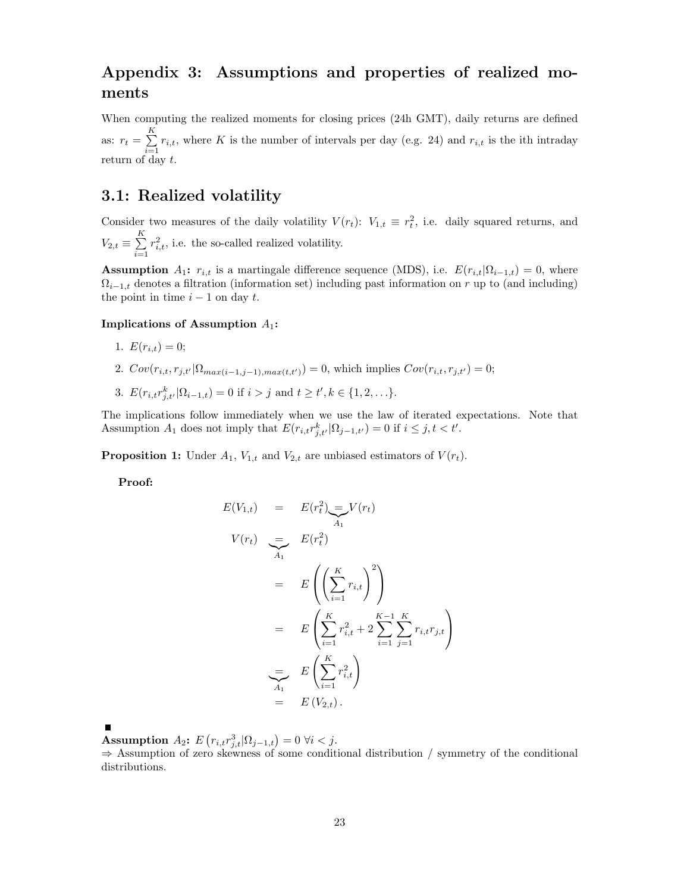## Appendix 3: Assumptions and properties of realized moments

When computing the realized moments for closing prices (24h GMT), daily returns are defined as: $r_t = \sum_{i=1}^{K} r_{i,t}$, where $K$ is the number of intervals per day (e.g. 24) and $r_{i,t}$ is the ith intraday return of day $t$.

## 3.1: Realized volatility

Consider two measures of the daily volatility $V(r_t)$: $V_{1,t} \equiv r_t^2$, i.e. daily squared returns, and $V_{2,t} \equiv \sum_{i=1}^{K} r_{i,t}^2$, i.e. the so-called realized volatility.

**Assumption** $A_1$**:** $r_{i,t}$ is a martingale difference sequence (MDS), i.e. $E(r_{i,t}|\Omega_{i-1,t}) = 0$, where $\Omega_{i-1,t}$ denotes a filtration (information set) including past information on $r$ up to (and including) the point in time $i-1$ on day $t$.

**Implications of Assumption** $A_1$**:**

1. $E(r_{i,t}) = 0$;
2. $Cov(r_{i,t}, r_{j,t'}|\Omega_{max(i-1,j-1),max(t,t')}) = 0$, which implies $Cov(r_{i,t}, r_{j,t'}) = 0$;
3. $E(r_{i,t}r_{j,t'}^k|\Omega_{i-1,t}) = 0$ if $i > j$ and $t \geq t', k \in \{1, 2, \ldots\}$.

The implications follow immediately when we use the law of iterated expectations. Note that Assumption $A_1$ does not imply that $E(r_{i,t}r_{j,t'}^k|\Omega_{j-1,t'}) = 0$ if $i \leq j, t < t'$.

**Proposition 1:** Under $A_1$, $V_{1,t}$ and $V_{2,t}$ are unbiased estimators of $V(r_t)$.

**Proof:**

$$
\begin{aligned}
E(V_{1,t}) &= E(r_t^2) \underbrace{=}_{A_1} V(r_t) \\
V(r_t) &\underbrace{=}_{A_1} E(r_t^2) \\
&= E\left(\left(\sum_{i=1}^{K} r_{i,t}\right)^2\right) \\
&= E\left(\sum_{i=1}^{K} r_{i,t}^2 + 2\sum_{i=1}^{K-1}\sum_{j=1}^{K} r_{i,t}r_{j,t}\right) \\
&\underbrace{=}_{A_1} E\left(\sum_{i=1}^{K} r_{i,t}^2\right) \\
&= E\left(V_{2,t}\right).
\end{aligned}
$$

■

**Assumption** $A_2$**:** $E\left(r_{i,t}r_{j,t}^3|\Omega_{j-1,t}\right) = 0 \ \forall i < j$.
⇒ Assumption of zero skewness of some conditional distribution / symmetry of the conditional distributions.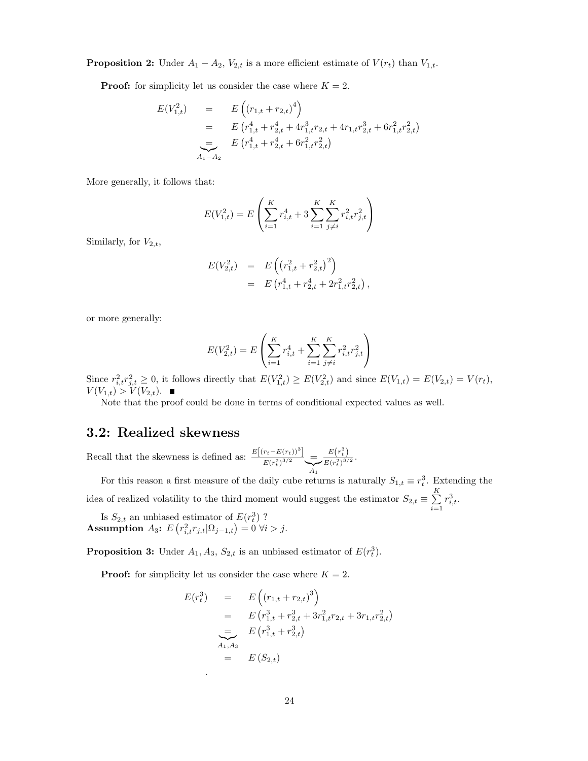**Proposition 2:** Under $A_1 - A_2$, $V_{2,t}$ is a more efficient estimate of $V(r_t)$ than $V_{1,t}$.

**Proof:** for simplicity let us consider the case where $K = 2$.

$$
\begin{aligned}
E(V_{1,t}^2) &= E\left((r_{1,t} + r_{2,t})^4\right) \\
&= E\left(r_{1,t}^4 + r_{2,t}^4 + 4r_{1,t}^3 r_{2,t} + 4r_{1,t} r_{2,t}^3 + 6r_{1,t}^2 r_{2,t}^2\right) \\
&\underbrace{=}_{A_1 - A_2} E\left(r_{1,t}^4 + r_{2,t}^4 + 6r_{1,t}^2 r_{2,t}^2\right)
\end{aligned}
$$

More generally, it follows that:

$$
E(V_{1,t}^2) = E\left(\sum_{i=1}^{K} r_{i,t}^4 + 3\sum_{i=1}^{K}\sum_{j \neq i}^{K} r_{i,t}^2 r_{j,t}^2\right)
$$

Similarly, for $V_{2,t}$,

$$
\begin{aligned}
E(V_{2,t}^2) &= E\left((r_{1,t}^2 + r_{2,t}^2)^2\right) \\
&= E\left(r_{1,t}^4 + r_{2,t}^4 + 2r_{1,t}^2 r_{2,t}^2\right),
\end{aligned}
$$

or more generally:

$$
E(V_{2,t}^2) = E\left(\sum_{i=1}^{K} r_{i,t}^4 + \sum_{i=1}^{K}\sum_{j \neq i}^{K} r_{i,t}^2 r_{j,t}^2\right)
$$

Since $r_{i,t}^2 r_{j,t}^2 \geq 0$, it follows directly that $E(V_{1,t}^2) \geq E(V_{2,t}^2)$ and since $E(V_{1,t}) = E(V_{2,t}) = V(r_t)$, $V(V_{1,t}) > V(V_{2,t})$. ■

Note that the proof could be done in terms of conditional expected values as well.

## 3.2: Realized skewness

Recall that the skewness is defined as: $\frac{E\left[(r_t - E(r_t))^3\right]}{E(r_t^2)^{3/2}} \underbrace{=}_{A_1} \frac{E(r_t^3)}{E(r_t^2)^{3/2}}$.

For this reason a first measure of the daily cube returns is naturally $S_{1,t} \equiv r_t^3$. Extending the idea of realized volatility to the third moment would suggest the estimator $S_{2,t} \equiv \sum_{i=1}^{K} r_{i,t}^3$.

Is $S_{2,t}$ an unbiased estimator of $E(r_t^3)$ ?

**Assumption** $A_3$**:** $E\left(r_{i,t}^2 r_{j,t} | \Omega_{j-1,t}\right) = 0 \ \forall i > j$.

**Proposition 3:** Under $A_1, A_3$, $S_{2,t}$ is an unbiased estimator of $E(r_t^3)$.

**Proof:** for simplicity let us consider the case where $K = 2$.

$$
\begin{aligned}
E(r_t^3) &= E\left((r_{1,t} + r_{2,t})^3\right) \\
&= E\left(r_{1,t}^3 + r_{2,t}^3 + 3r_{1,t}^2 r_{2,t} + 3r_{1,t} r_{2,t}^2\right) \\
&\underbrace{=}_{A_1, A_3} E\left(r_{1,t}^3 + r_{2,t}^3\right) \\
&= E\left(S_{2,t}\right)
\end{aligned}
$$

.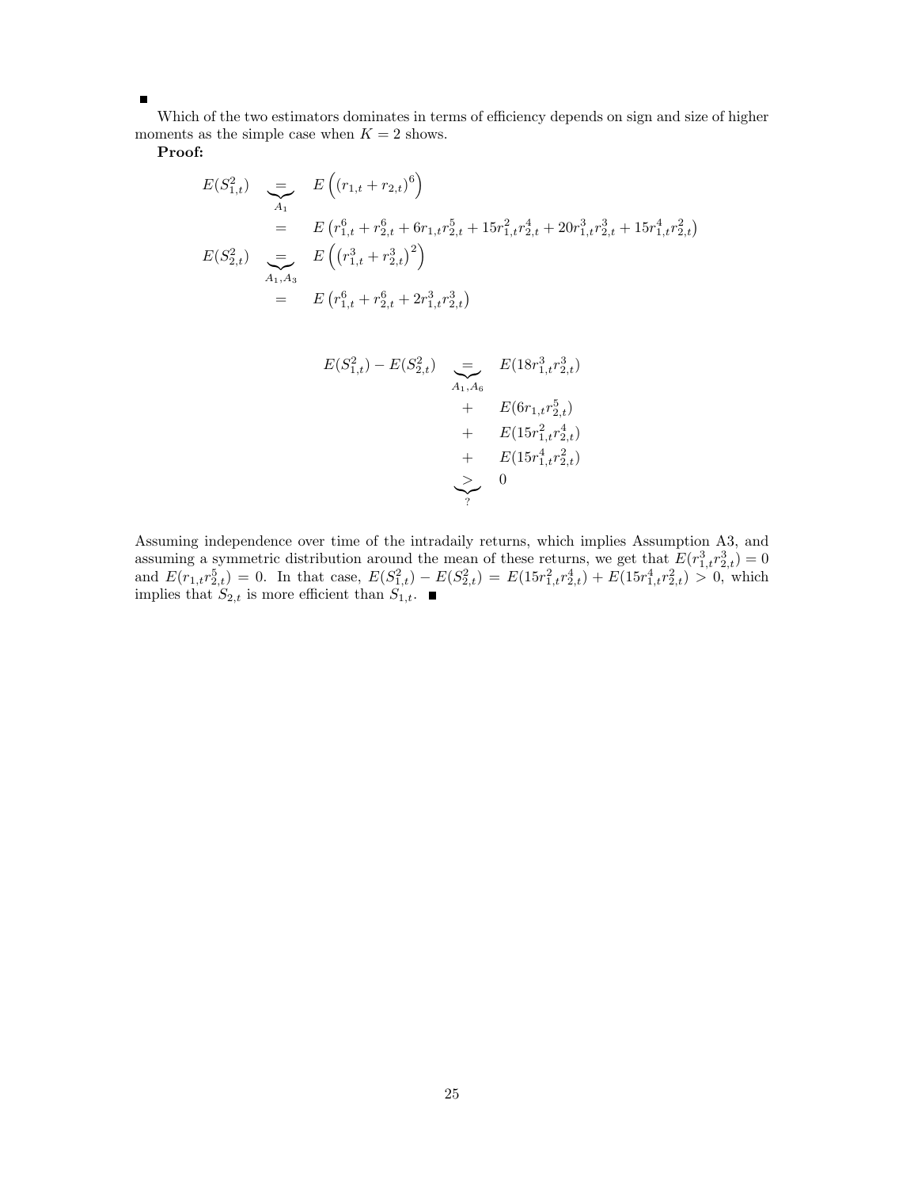∎

Which of the two estimators dominates in terms of efficiency depends on sign and size of higher moments as the simple case when $K = 2$ shows.

**Proof:**

$$
\begin{aligned}
E(S_{1,t}^2) \quad & \underbrace{=}_{A_1} \quad E\left( (r_{1,t} + r_{2,t})^6 \right) \\
& = \quad E\left( r_{1,t}^6 + r_{2,t}^6 + 6 r_{1,t} r_{2,t}^5 + 15 r_{1,t}^2 r_{2,t}^4 + 20 r_{1,t}^3 r_{2,t}^3 + 15 r_{1,t}^4 r_{2,t}^2 \right) \\
E(S_{2,t}^2) \quad & \underbrace{=}_{A_1, A_3} \quad E\left( \left(r_{1,t}^3 + r_{2,t}^3\right)^2 \right) \\
& = \quad E\left( r_{1,t}^6 + r_{2,t}^6 + 2 r_{1,t}^3 r_{2,t}^3 \right)
\end{aligned}
$$

$$
\begin{aligned}
E(S_{1,t}^2) - E(S_{2,t}^2) \quad & \underbrace{=}_{A_1, A_6} \quad E(18 r_{1,t}^3 r_{2,t}^3) \\
& + \quad E(6 r_{1,t} r_{2,t}^5) \\
& + \quad E(15 r_{1,t}^2 r_{2,t}^4) \\
& + \quad E(15 r_{1,t}^4 r_{2,t}^2) \\
& \underbrace{>}_{?} \quad 0
\end{aligned}
$$

Assuming independence over time of the intradaily returns, which implies Assumption A3, and assuming a symmetric distribution around the mean of these returns, we get that $E(r_{1,t}^3 r_{2,t}^3) = 0$ and $E(r_{1,t} r_{2,t}^5) = 0$. In that case, $E(S_{1,t}^2) - E(S_{2,t}^2) = E(15 r_{1,t}^2 r_{2,t}^4) + E(15 r_{1,t}^4 r_{2,t}^2) > 0$, which implies that $S_{2,t}$ is more efficient than $S_{1,t}$. ∎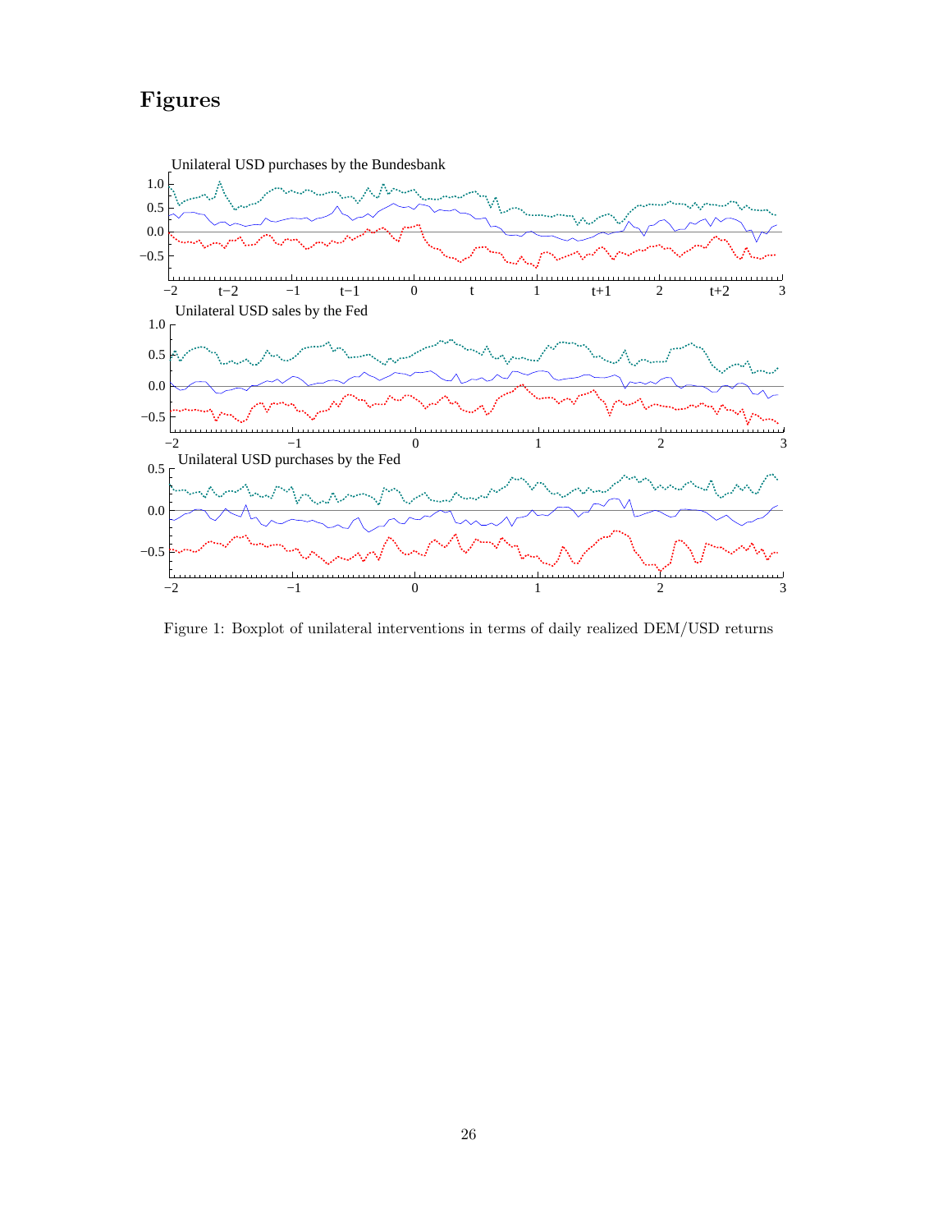# Figures

Figure 1: Boxplot of unilateral interventions in terms of daily realized DEM/USD returns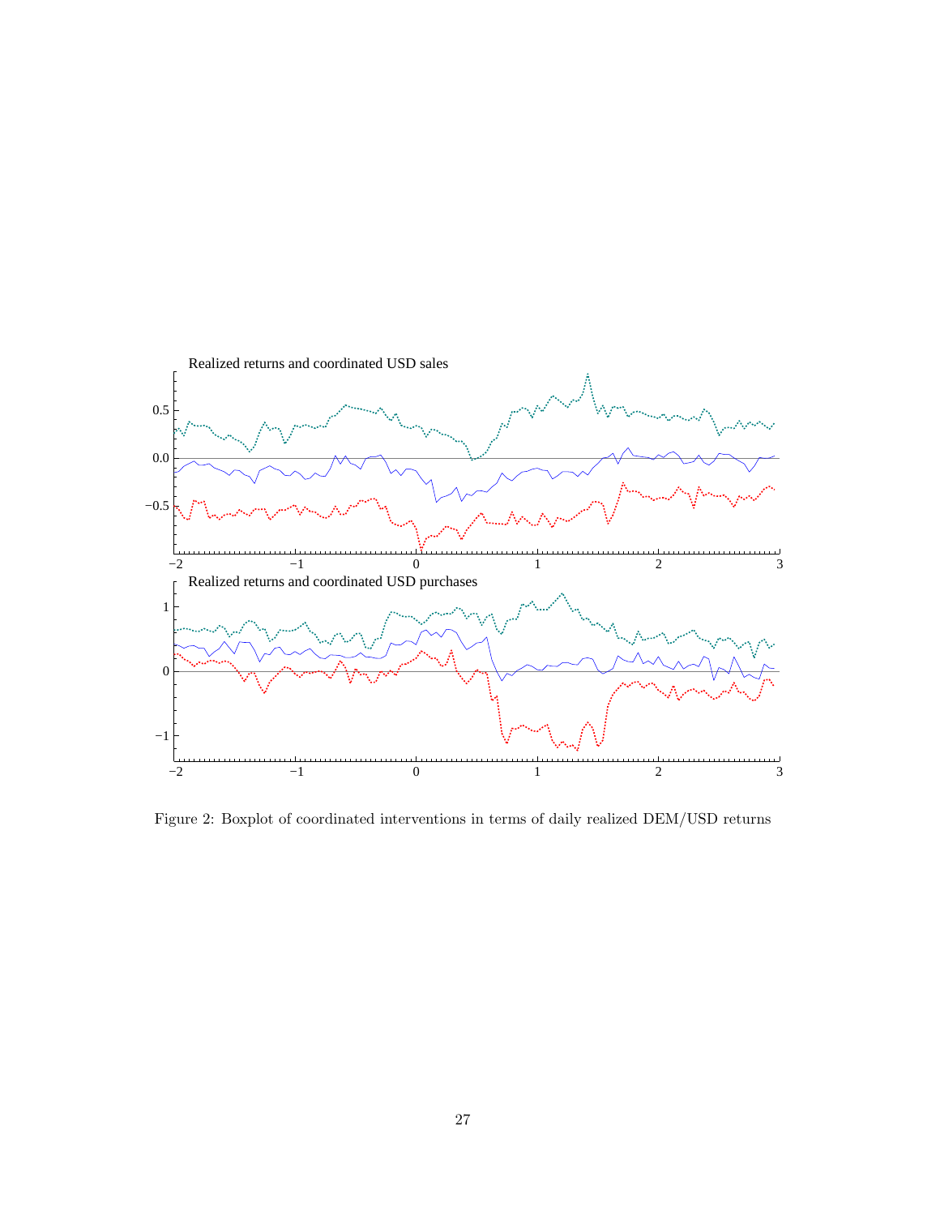Realized returns and coordinated USD sales

Realized returns and coordinated USD purchases

Figure 2: Boxplot of coordinated interventions in terms of daily realized DEM/USD returns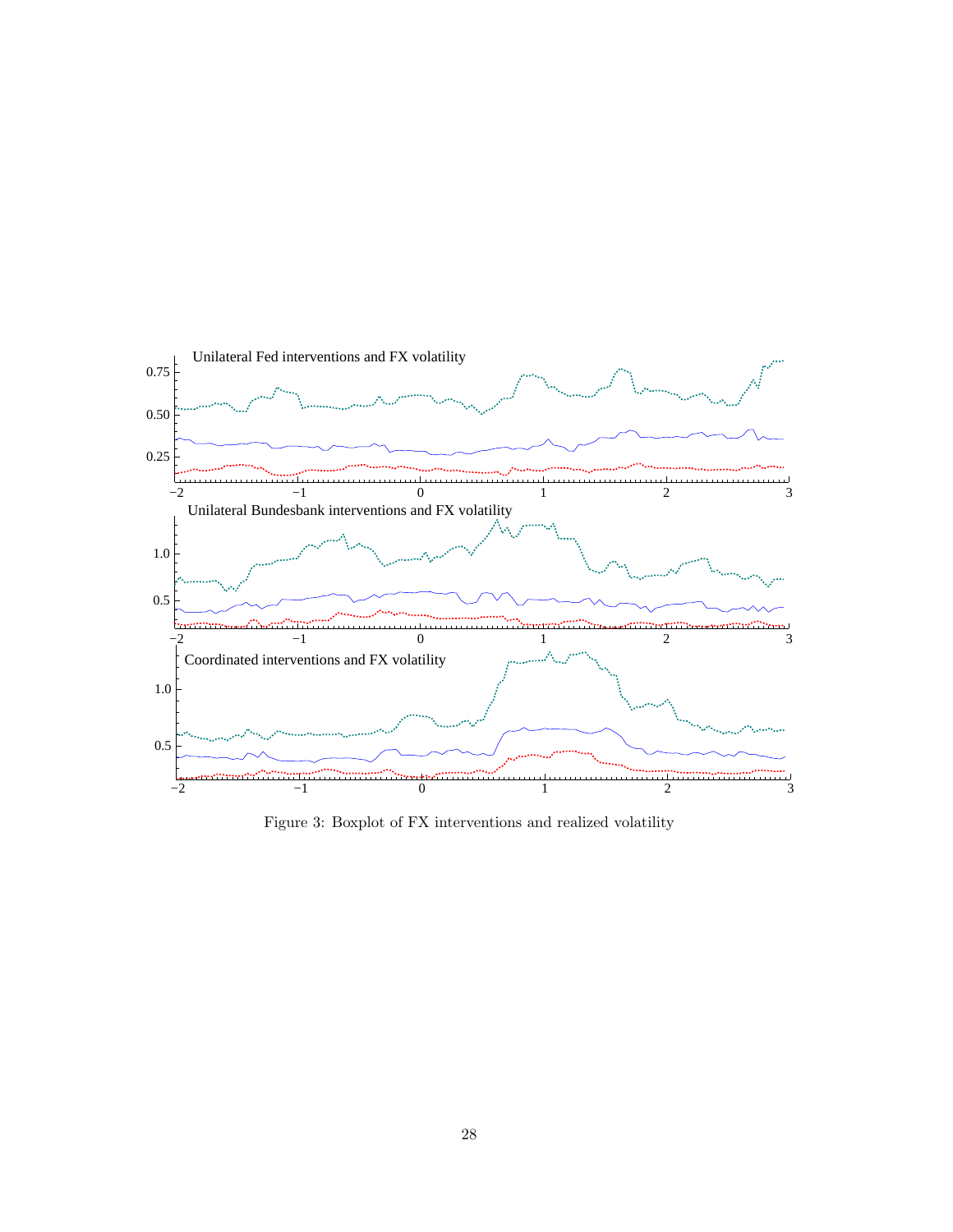Unilateral Fed interventions and FX volatility

Unilateral Bundesbank interventions and FX volatility

Coordinated interventions and FX volatility

Figure 3: Boxplot of FX interventions and realized volatility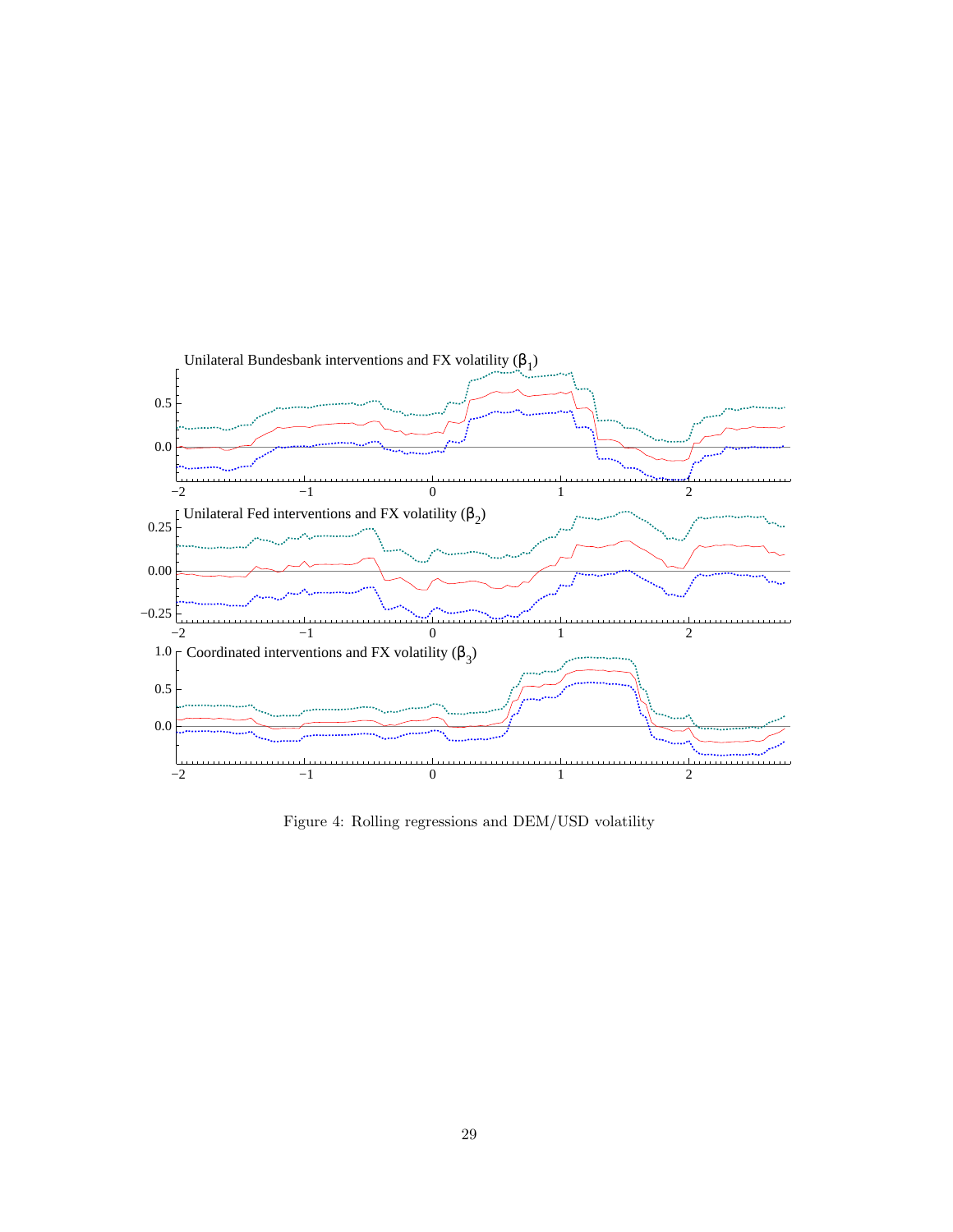Figure 4: Rolling regressions and DEM/USD volatility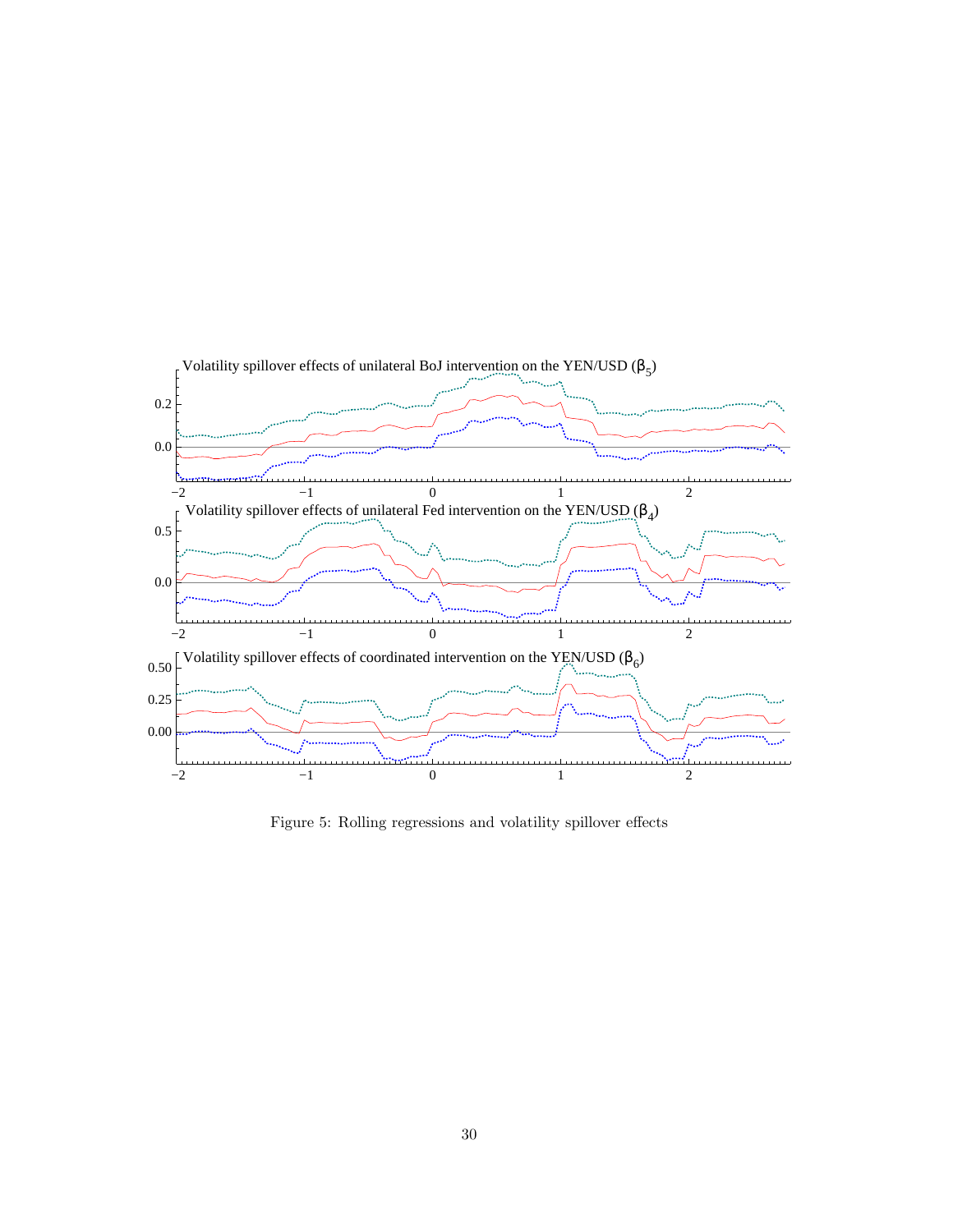Volatility spillover effects of unilateral BoJ intervention on the YEN/USD ($\beta_5$)

Volatility spillover effects of unilateral Fed intervention on the YEN/USD ($\beta_4$)

Volatility spillover effects of coordinated intervention on the YEN/USD ($\beta_6$)

Figure 5: Rolling regressions and volatility spillover effects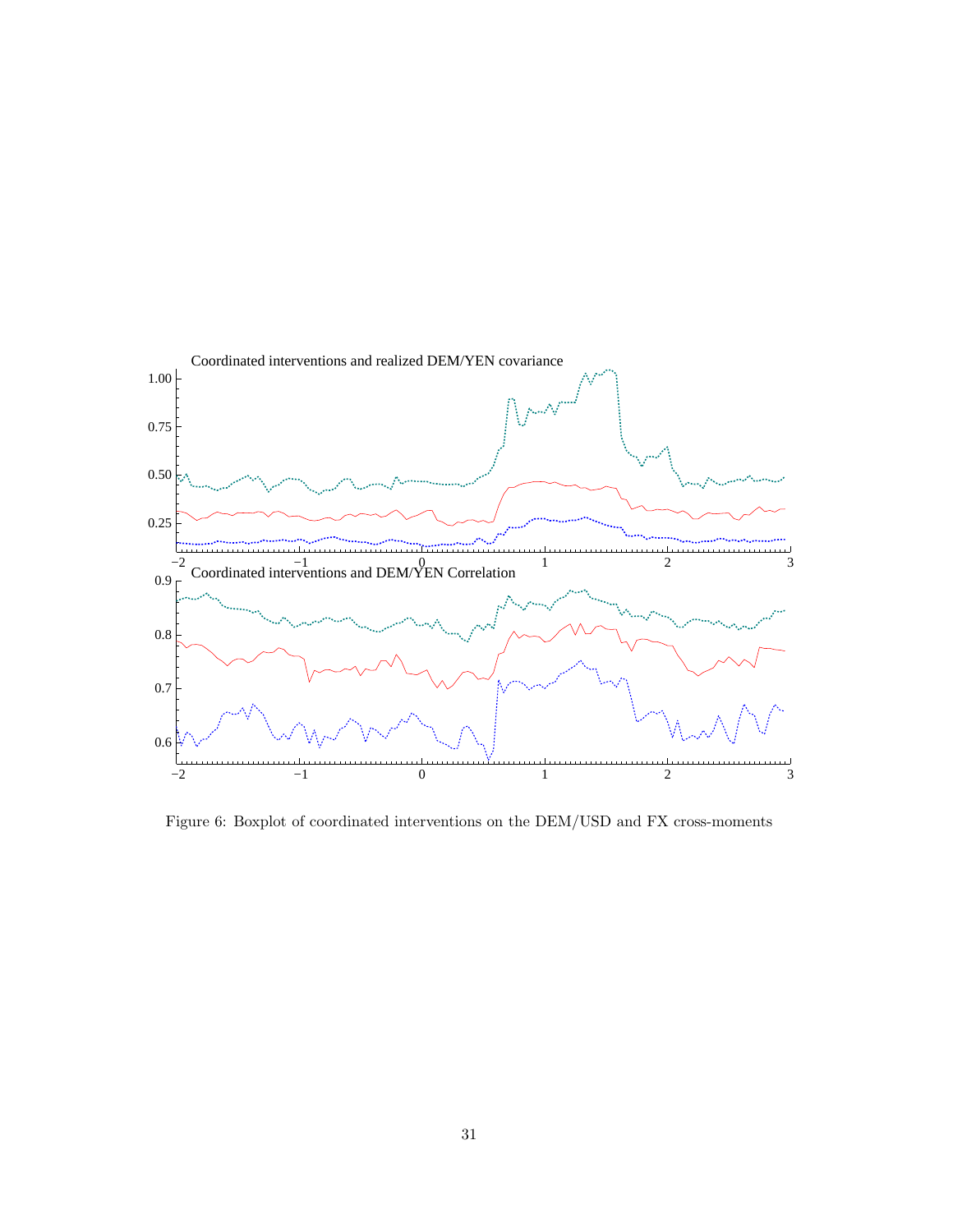Coordinated interventions and realized DEM/YEN covariance

Coordinated interventions and DEM/YEN Correlation

Figure 6: Boxplot of coordinated interventions on the DEM/USD and FX cross-moments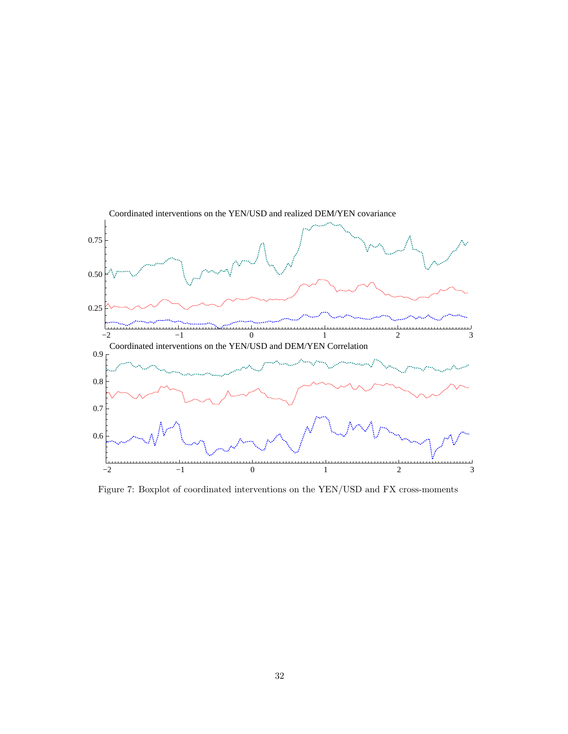Coordinated interventions on the YEN/USD and realized DEM/YEN covariance

Coordinated interventions on the YEN/USD and DEM/YEN Correlation

Figure 7: Boxplot of coordinated interventions on the YEN/USD and FX cross-moments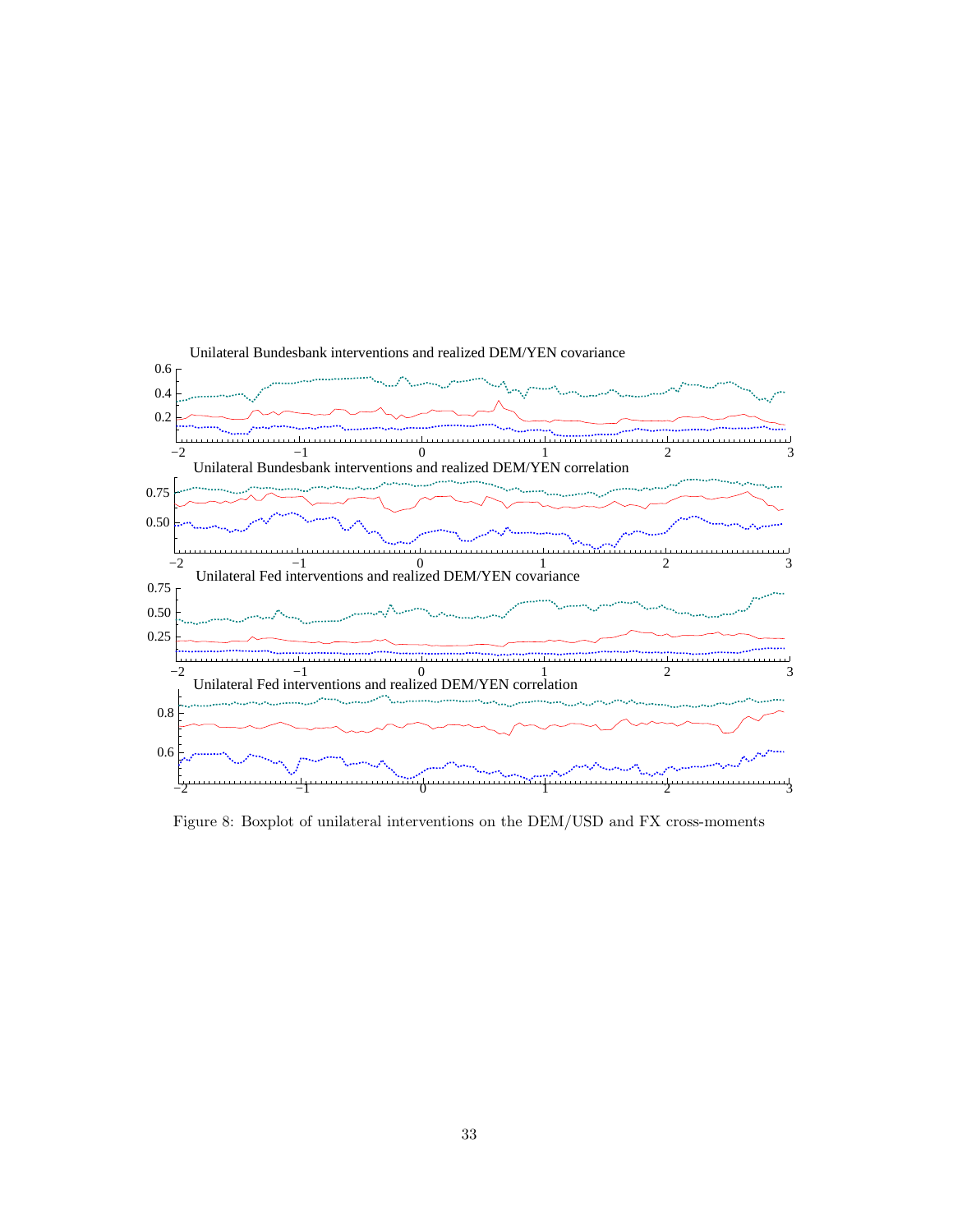Unilateral Bundesbank interventions and realized DEM/YEN covariance

Unilateral Bundesbank interventions and realized DEM/YEN correlation

Unilateral Fed interventions and realized DEM/YEN covariance

Unilateral Fed interventions and realized DEM/YEN correlation

Figure 8: Boxplot of unilateral interventions on the DEM/USD and FX cross-moments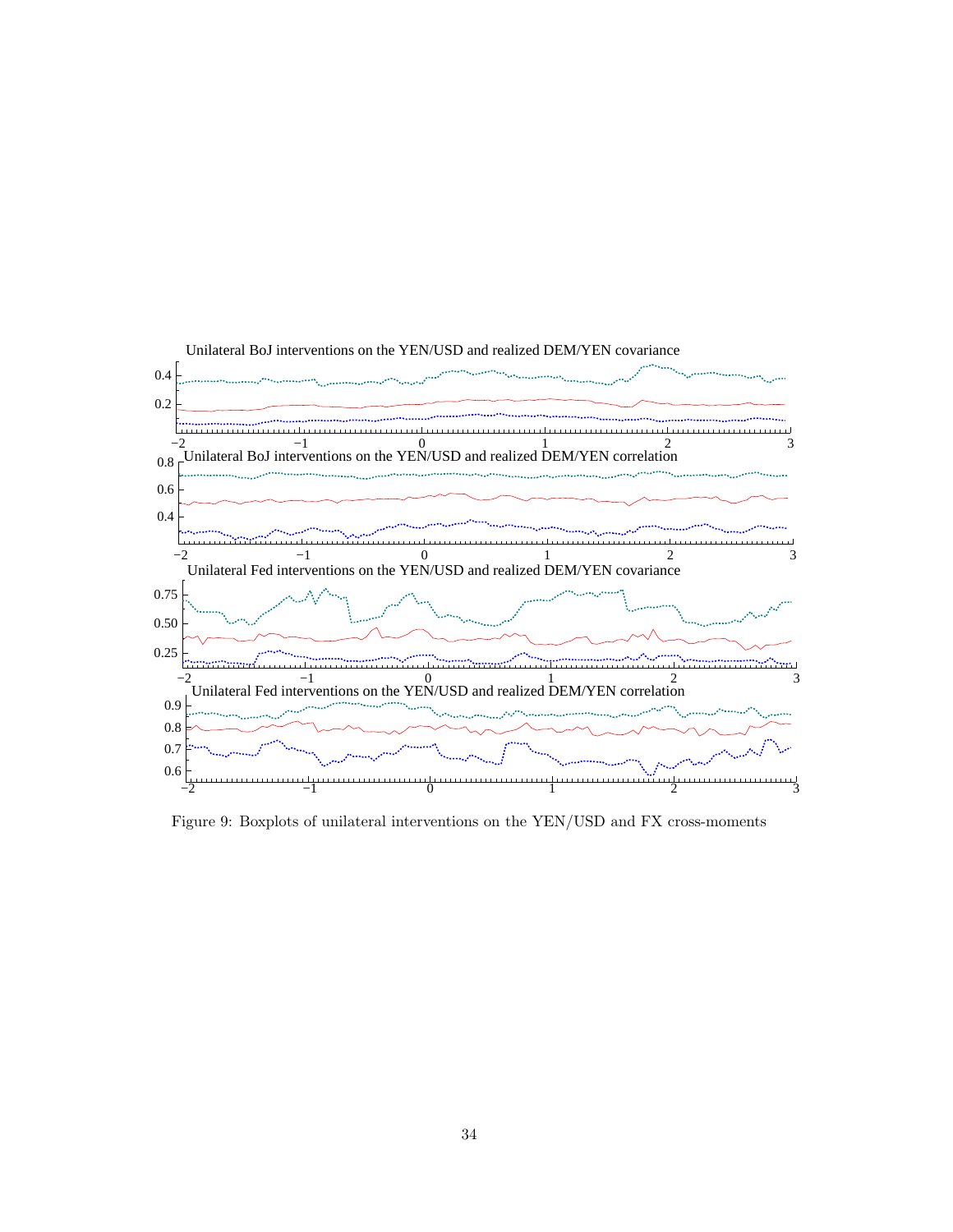Unilateral BoJ interventions on the YEN/USD and realized DEM/YEN covariance

Unilateral BoJ interventions on the YEN/USD and realized DEM/YEN correlation

Unilateral Fed interventions on the YEN/USD and realized DEM/YEN covariance

Unilateral Fed interventions on the YEN/USD and realized DEM/YEN correlation

Figure 9: Boxplots of unilateral interventions on the YEN/USD and FX cross-moments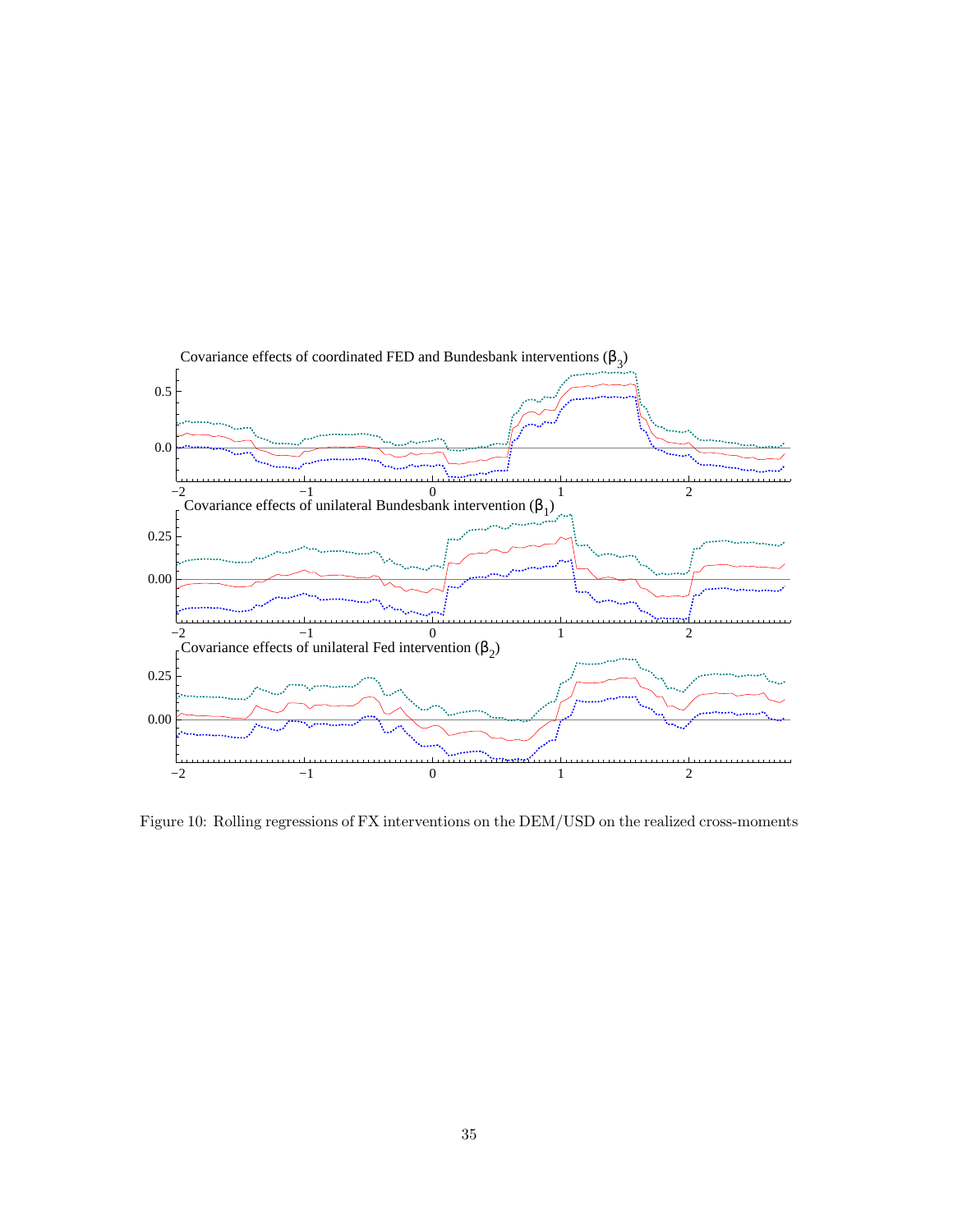Covariance effects of coordinated FED and Bundesbank interventions ($\beta_3$)

Covariance effects of unilateral Bundesbank intervention ($\beta_1$)

Covariance effects of unilateral Fed intervention ($\beta_2$)

Figure 10: Rolling regressions of FX interventions on the DEM/USD on the realized cross-moments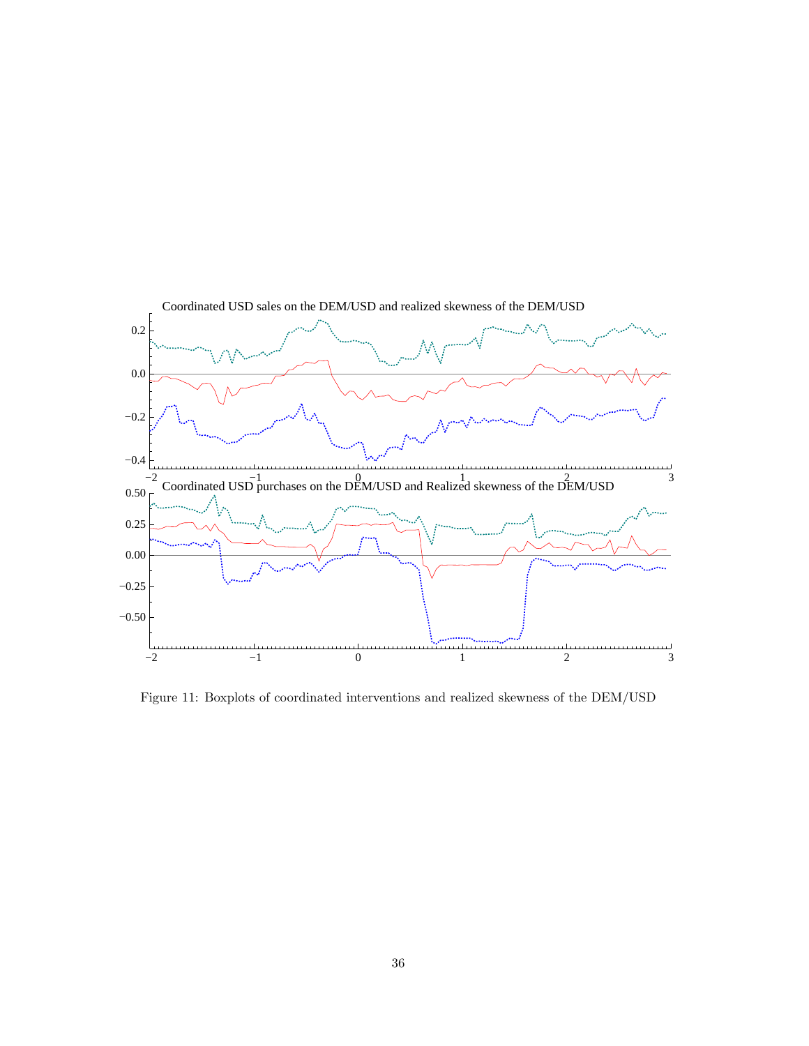Coordinated USD sales on the DEM/USD and realized skewness of the DEM/USD

Coordinated USD purchases on the DEM/USD and Realized skewness of the DEM/USD

Figure 11: Boxplots of coordinated interventions and realized skewness of the DEM/USD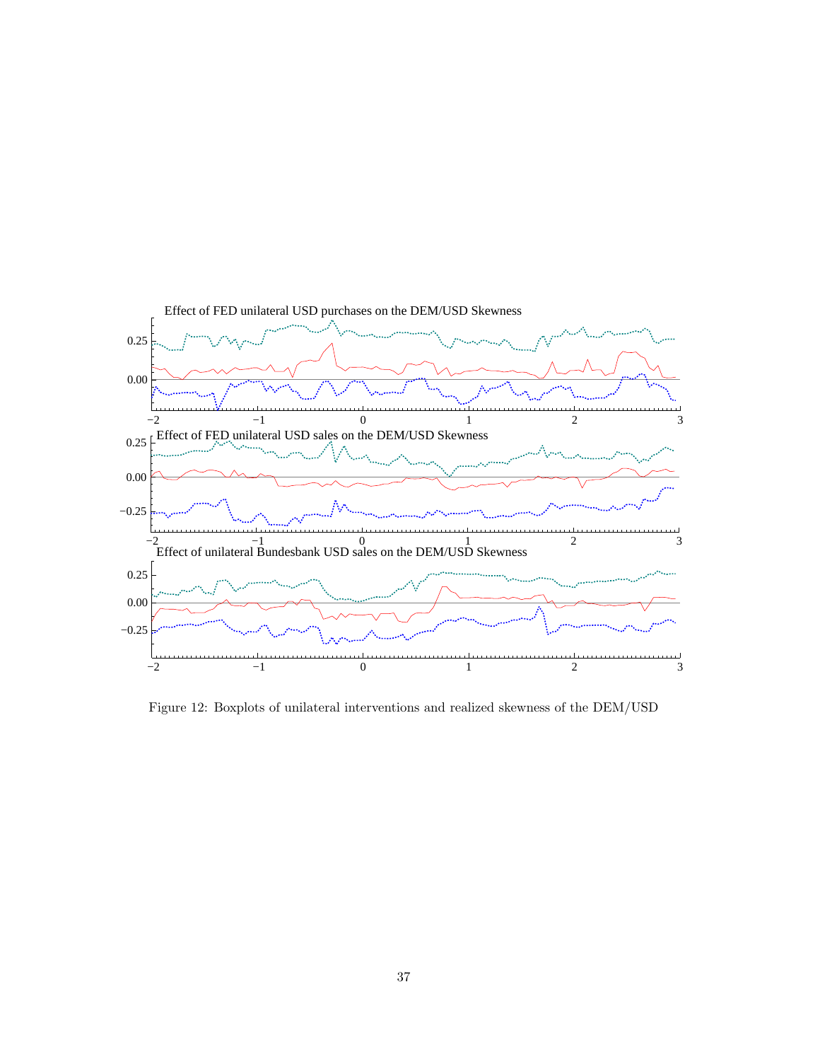Effect of FED unilateral USD purchases on the DEM/USD Skewness

Effect of FED unilateral USD sales on the DEM/USD Skewness

Effect of unilateral Bundesbank USD sales on the DEM/USD Skewness

Figure 12: Boxplots of unilateral interventions and realized skewness of the DEM/USD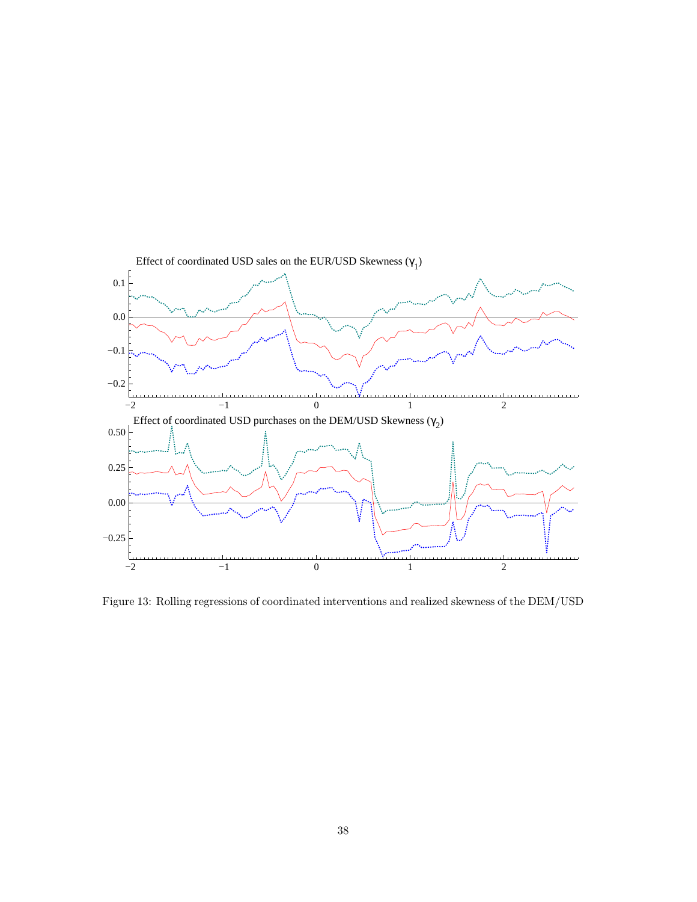Effect of coordinated USD sales on the EUR/USD Skewness ($\gamma_1$)

Effect of coordinated USD purchases on the DEM/USD Skewness ($\gamma_2$)

Figure 13: Rolling regressions of coordinated interventions and realized skewness of the DEM/USD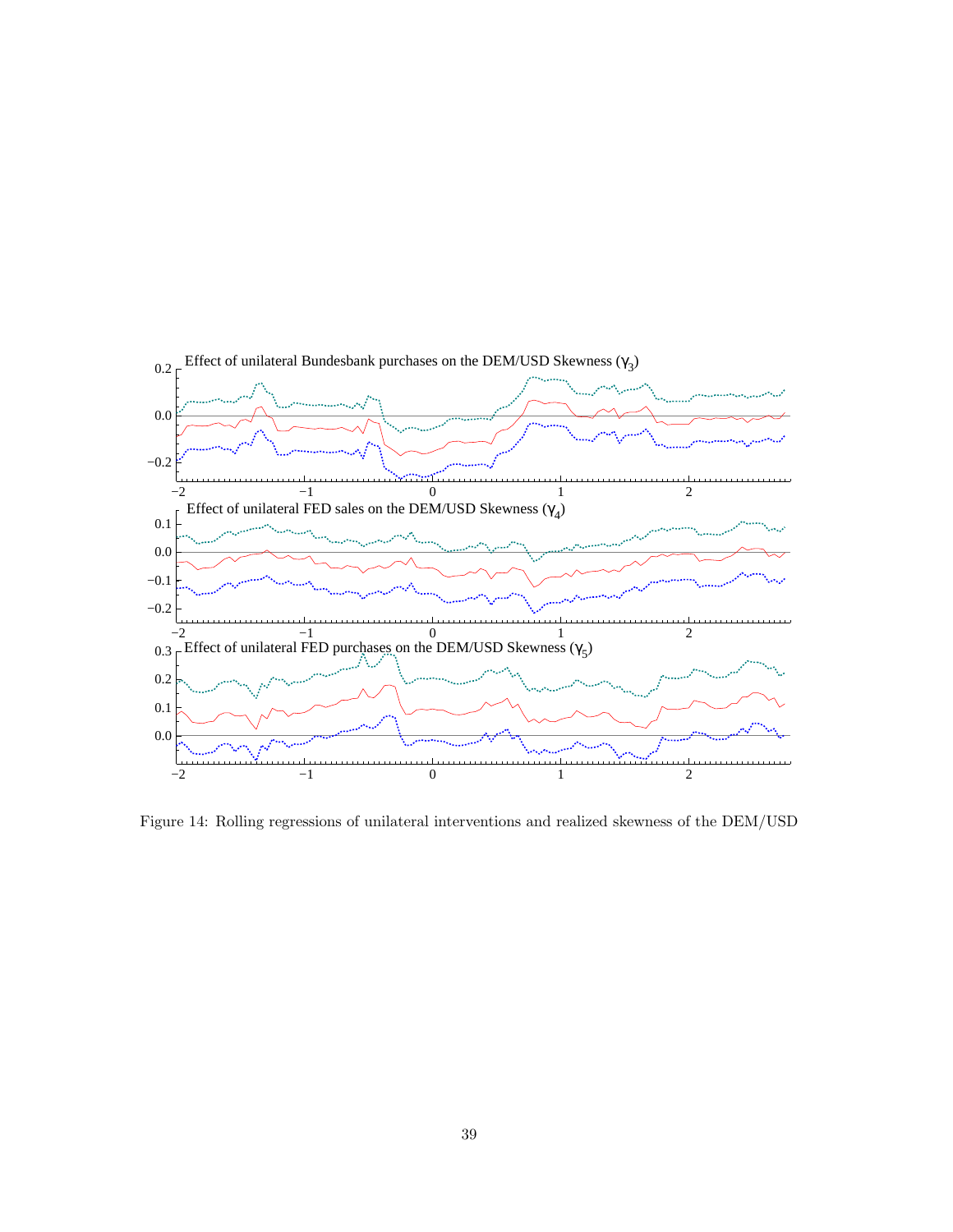Effect of unilateral Bundesbank purchases on the DEM/USD Skewness ($\gamma_3$)

0.2
0.0
−0.2

−2 −1 0 1 2

Effect of unilateral FED sales on the DEM/USD Skewness ($\gamma_4$)

0.1
0.0
−0.1
−0.2

−2 −1 0 1 2

Effect of unilateral FED purchases on the DEM/USD Skewness ($\gamma_5$)

0.3
0.2
0.1
0.0

−2 −1 0 1 2

Figure 14: Rolling regressions of unilateral interventions and realized skewness of the DEM/USD